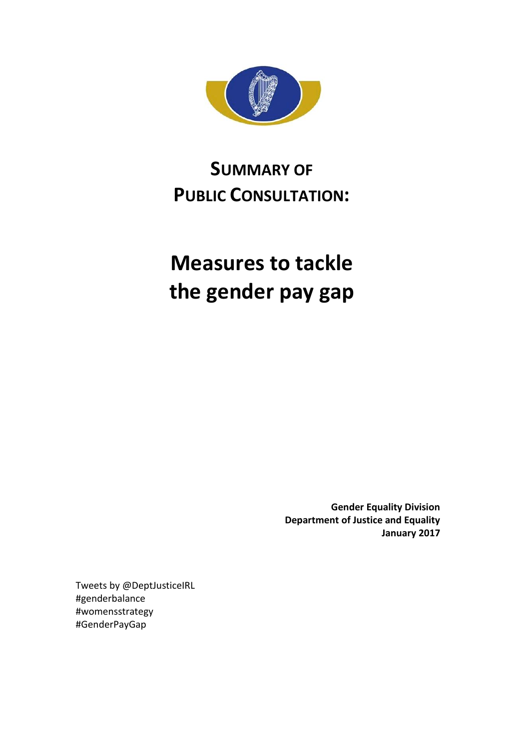# SUMMARY OF PUBLIC CONSULTATION:

# Measures to tackle the gender pay gap

**Gender Equality Division**
**Department of Justice and Equality**
**January 2017**

Tweets by @DeptJusticeIRL
#genderbalance
#womensstrategy
#GenderPayGap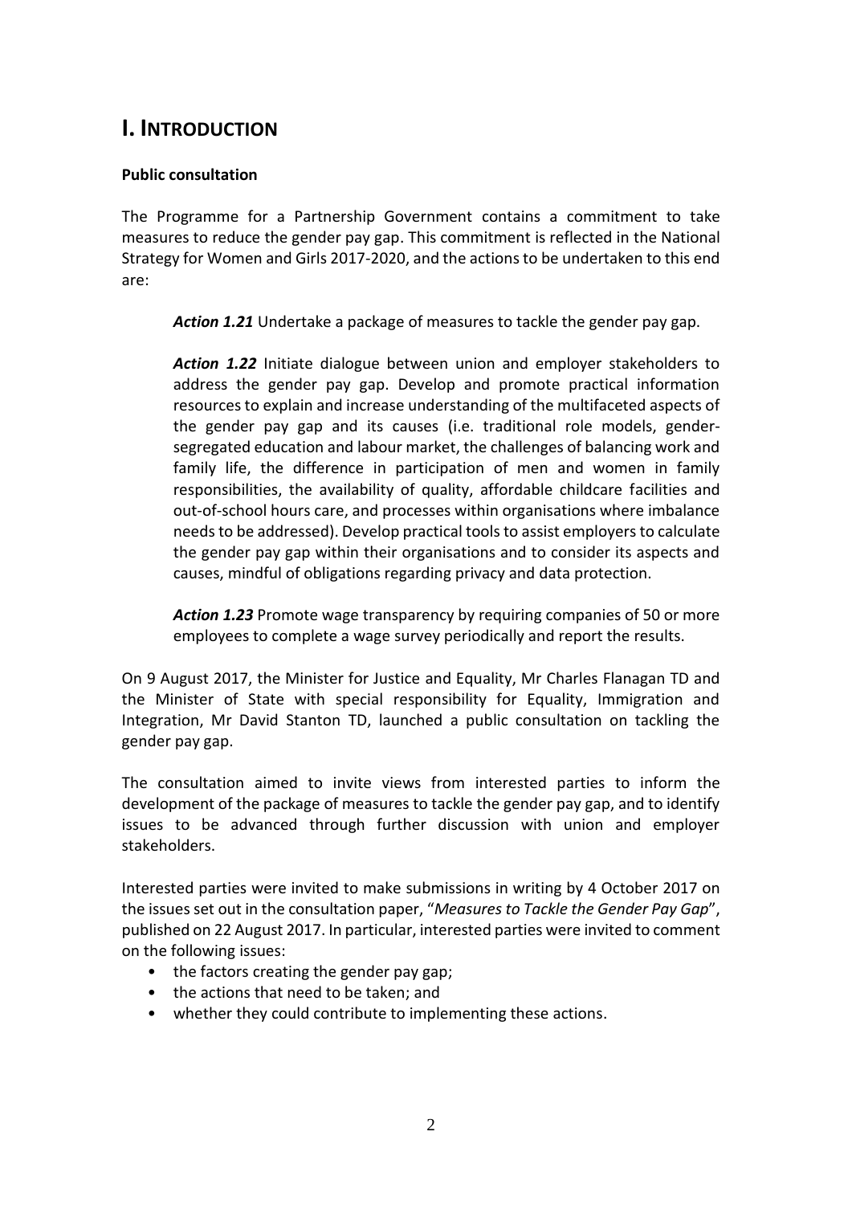# I. INTRODUCTION

**Public consultation**

The Programme for a Partnership Government contains a commitment to take measures to reduce the gender pay gap. This commitment is reflected in the National Strategy for Women and Girls 2017-2020, and the actions to be undertaken to this end are:

> ***Action 1.21*** Undertake a package of measures to tackle the gender pay gap.
>
> ***Action 1.22*** Initiate dialogue between union and employer stakeholders to address the gender pay gap. Develop and promote practical information resources to explain and increase understanding of the multifaceted aspects of the gender pay gap and its causes (i.e. traditional role models, gender-segregated education and labour market, the challenges of balancing work and family life, the difference in participation of men and women in family responsibilities, the availability of quality, affordable childcare facilities and out-of-school hours care, and processes within organisations where imbalance needs to be addressed). Develop practical tools to assist employers to calculate the gender pay gap within their organisations and to consider its aspects and causes, mindful of obligations regarding privacy and data protection.
>
> ***Action 1.23*** Promote wage transparency by requiring companies of 50 or more employees to complete a wage survey periodically and report the results.

On 9 August 2017, the Minister for Justice and Equality, Mr Charles Flanagan TD and the Minister of State with special responsibility for Equality, Immigration and Integration, Mr David Stanton TD, launched a public consultation on tackling the gender pay gap.

The consultation aimed to invite views from interested parties to inform the development of the package of measures to tackle the gender pay gap, and to identify issues to be advanced through further discussion with union and employer stakeholders.

Interested parties were invited to make submissions in writing by 4 October 2017 on the issues set out in the consultation paper, "*Measures to Tackle the Gender Pay Gap*", published on 22 August 2017. In particular, interested parties were invited to comment on the following issues:

- the factors creating the gender pay gap;
- the actions that need to be taken; and
- whether they could contribute to implementing these actions.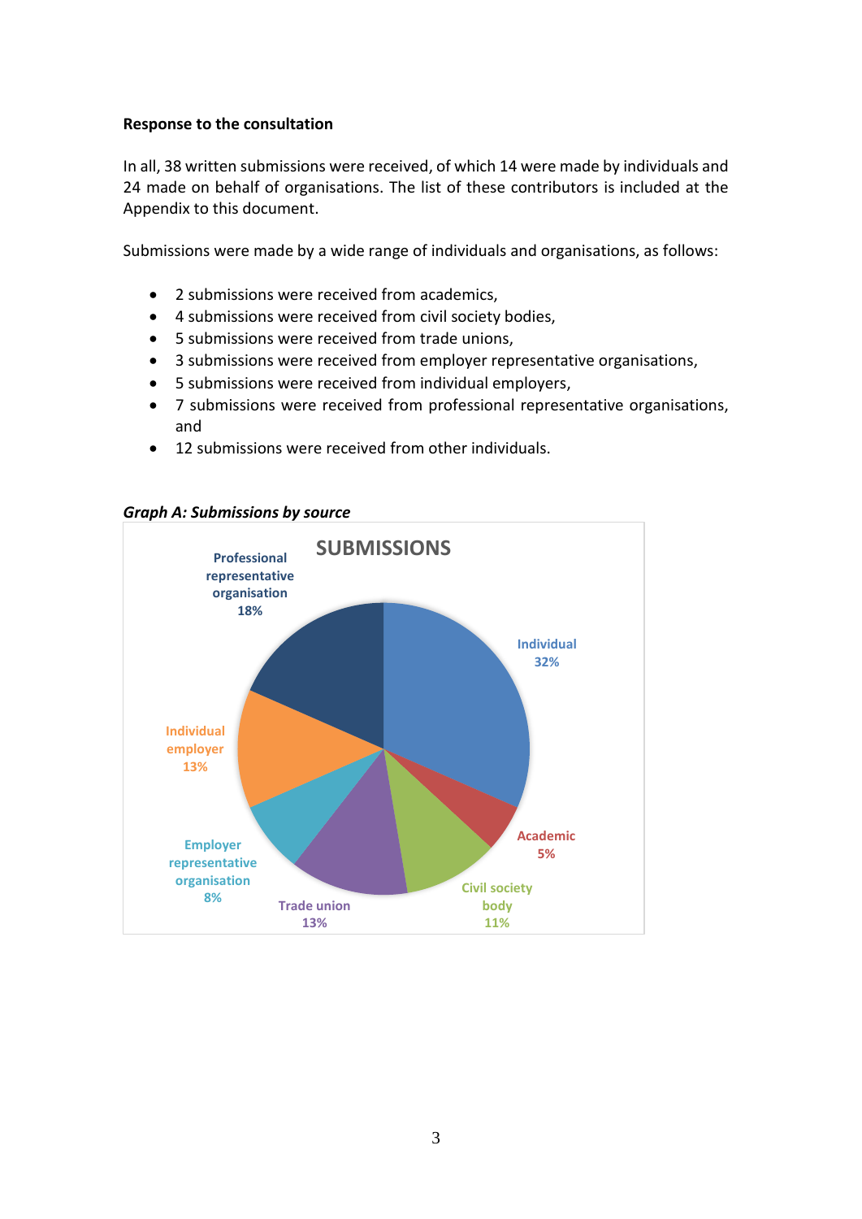**Response to the consultation**

In all, 38 written submissions were received, of which 14 were made by individuals and 24 made on behalf of organisations. The list of these contributors is included at the Appendix to this document.

Submissions were made by a wide range of individuals and organisations, as follows:

- 2 submissions were received from academics,
- 4 submissions were received from civil society bodies,
- 5 submissions were received from trade unions,
- 3 submissions were received from employer representative organisations,
- 5 submissions were received from individual employers,
- 7 submissions were received from professional representative organisations, and
- 12 submissions were received from other individuals.

***Graph A: Submissions by source***

SUBMISSIONS

| Source | Share |
|---|---|
| Individual | 32% |
| Academic | 5% |
| Civil society body | 11% |
| Trade union | 13% |
| Employer representative organisation | 8% |
| Individual employer | 13% |
| Professional representative organisation | 18% |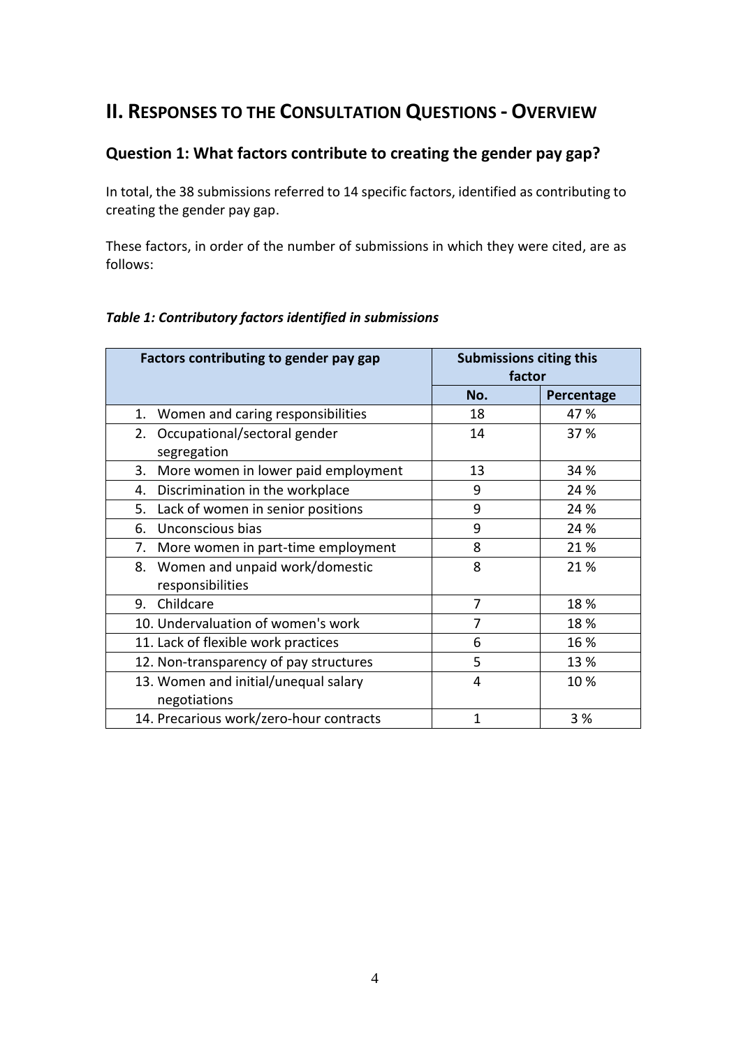## II. Responses to the Consultation Questions - Overview

### Question 1: What factors contribute to creating the gender pay gap?

In total, the 38 submissions referred to 14 specific factors, identified as contributing to creating the gender pay gap.

These factors, in order of the number of submissions in which they were cited, are as follows:

***Table 1: Contributory factors identified in submissions***

| Factors contributing to gender pay gap | Submissions citing this factor | |
|---|---|---|
| | **No.** | **Percentage** |
| 1. Women and caring responsibilities | 18 | 47 % |
| 2. Occupational/sectoral gender segregation | 14 | 37 % |
| 3. More women in lower paid employment | 13 | 34 % |
| 4. Discrimination in the workplace | 9 | 24 % |
| 5. Lack of women in senior positions | 9 | 24 % |
| 6. Unconscious bias | 9 | 24 % |
| 7. More women in part-time employment | 8 | 21 % |
| 8. Women and unpaid work/domestic responsibilities | 8 | 21 % |
| 9. Childcare | 7 | 18 % |
| 10. Undervaluation of women's work | 7 | 18 % |
| 11. Lack of flexible work practices | 6 | 16 % |
| 12. Non-transparency of pay structures | 5 | 13 % |
| 13. Women and initial/unequal salary negotiations | 4 | 10 % |
| 14. Precarious work/zero-hour contracts | 1 | 3 % |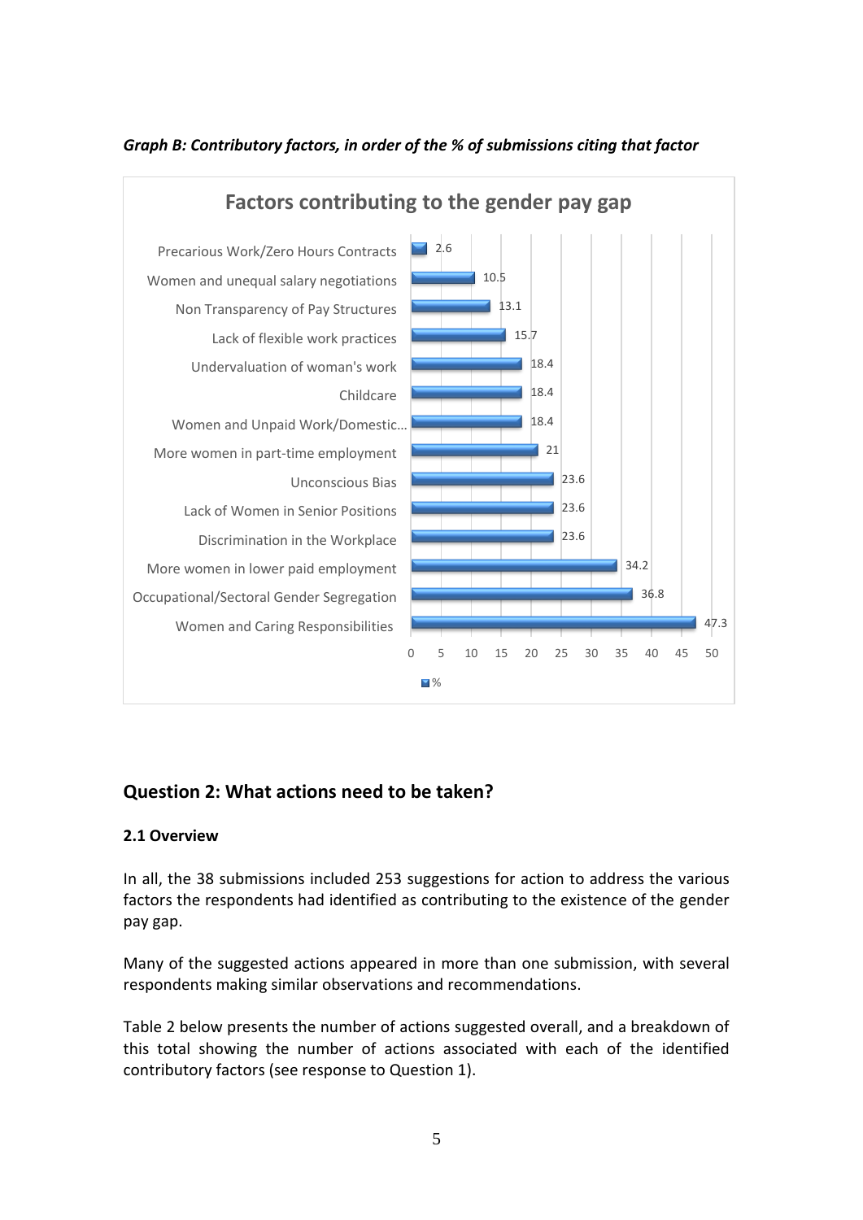***Graph B: Contributory factors, in order of the % of submissions citing that factor***

**Factors contributing to the gender pay gap**

| Factor | % |
|---|---|
| Precarious Work/Zero Hours Contracts | 2.6 |
| Women and unequal salary negotiations | 10.5 |
| Non Transparency of Pay Structures | 13.1 |
| Lack of flexible work practices | 15.7 |
| Undervaluation of woman's work | 18.4 |
| Childcare | 18.4 |
| Women and Unpaid Work/Domestic… | 18.4 |
| More women in part-time employment | 21 |
| Unconscious Bias | 23.6 |
| Lack of Women in Senior Positions | 23.6 |
| Discrimination in the Workplace | 23.6 |
| More women in lower paid employment | 34.2 |
| Occupational/Sectoral Gender Segregation | 36.8 |
| Women and Caring Responsibilities | 47.3 |

## Question 2: What actions need to be taken?

### 2.1 Overview

In all, the 38 submissions included 253 suggestions for action to address the various factors the respondents had identified as contributing to the existence of the gender pay gap.

Many of the suggested actions appeared in more than one submission, with several respondents making similar observations and recommendations.

Table 2 below presents the number of actions suggested overall, and a breakdown of this total showing the number of actions associated with each of the identified contributory factors (see response to Question 1).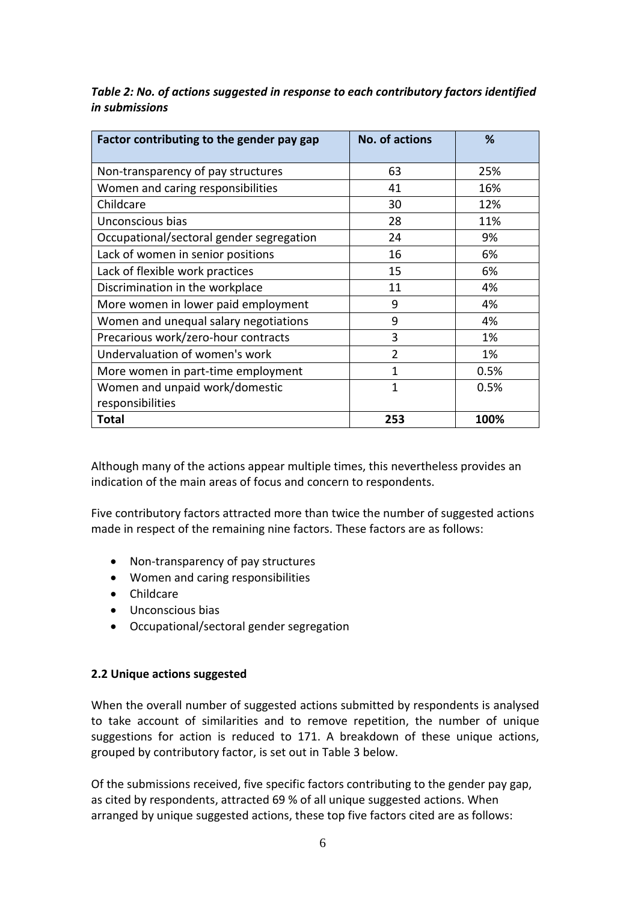***Table 2: No. of actions suggested in response to each contributory factors identified in submissions***

| Factor contributing to the gender pay gap | No. of actions | % |
|---|---|---|
| Non-transparency of pay structures | 63 | 25% |
| Women and caring responsibilities | 41 | 16% |
| Childcare | 30 | 12% |
| Unconscious bias | 28 | 11% |
| Occupational/sectoral gender segregation | 24 | 9% |
| Lack of women in senior positions | 16 | 6% |
| Lack of flexible work practices | 15 | 6% |
| Discrimination in the workplace | 11 | 4% |
| More women in lower paid employment | 9 | 4% |
| Women and unequal salary negotiations | 9 | 4% |
| Precarious work/zero-hour contracts | 3 | 1% |
| Undervaluation of women's work | 2 | 1% |
| More women in part-time employment | 1 | 0.5% |
| Women and unpaid work/domestic responsibilities | 1 | 0.5% |
| **Total** | **253** | **100%** |

Although many of the actions appear multiple times, this nevertheless provides an indication of the main areas of focus and concern to respondents.

Five contributory factors attracted more than twice the number of suggested actions made in respect of the remaining nine factors. These factors are as follows:

- Non-transparency of pay structures
- Women and caring responsibilities
- Childcare
- Unconscious bias
- Occupational/sectoral gender segregation

**2.2 Unique actions suggested**

When the overall number of suggested actions submitted by respondents is analysed to take account of similarities and to remove repetition, the number of unique suggestions for action is reduced to 171. A breakdown of these unique actions, grouped by contributory factor, is set out in Table 3 below.

Of the submissions received, five specific factors contributing to the gender pay gap, as cited by respondents, attracted 69 % of all unique suggested actions. When arranged by unique suggested actions, these top five factors cited are as follows: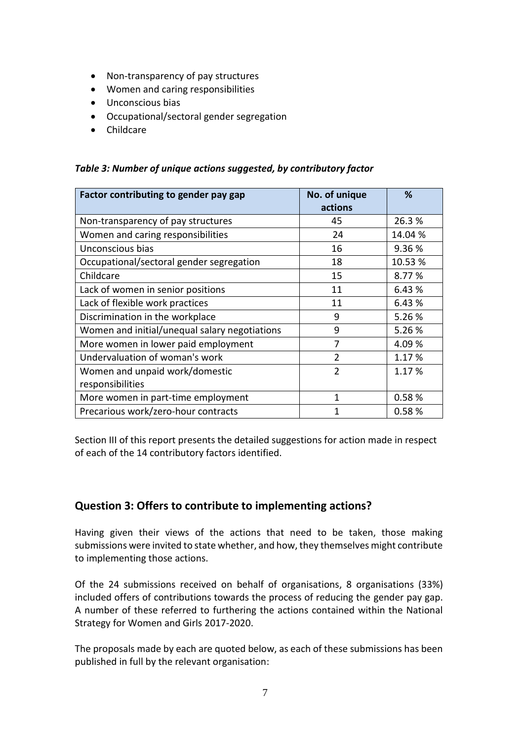- Non-transparency of pay structures
- Women and caring responsibilities
- Unconscious bias
- Occupational/sectoral gender segregation
- Childcare

***Table 3: Number of unique actions suggested, by contributory factor***

| Factor contributing to gender pay gap | No. of unique actions | % |
|---|---|---|
| Non-transparency of pay structures | 45 | 26.3 % |
| Women and caring responsibilities | 24 | 14.04 % |
| Unconscious bias | 16 | 9.36 % |
| Occupational/sectoral gender segregation | 18 | 10.53 % |
| Childcare | 15 | 8.77 % |
| Lack of women in senior positions | 11 | 6.43 % |
| Lack of flexible work practices | 11 | 6.43 % |
| Discrimination in the workplace | 9 | 5.26 % |
| Women and initial/unequal salary negotiations | 9 | 5.26 % |
| More women in lower paid employment | 7 | 4.09 % |
| Undervaluation of woman's work | 2 | 1.17 % |
| Women and unpaid work/domestic responsibilities | 2 | 1.17 % |
| More women in part-time employment | 1 | 0.58 % |
| Precarious work/zero-hour contracts | 1 | 0.58 % |

Section III of this report presents the detailed suggestions for action made in respect of each of the 14 contributory factors identified.

## Question 3: Offers to contribute to implementing actions?

Having given their views of the actions that need to be taken, those making submissions were invited to state whether, and how, they themselves might contribute to implementing those actions.

Of the 24 submissions received on behalf of organisations, 8 organisations (33%) included offers of contributions towards the process of reducing the gender pay gap. A number of these referred to furthering the actions contained within the National Strategy for Women and Girls 2017-2020.

The proposals made by each are quoted below, as each of these submissions has been published in full by the relevant organisation: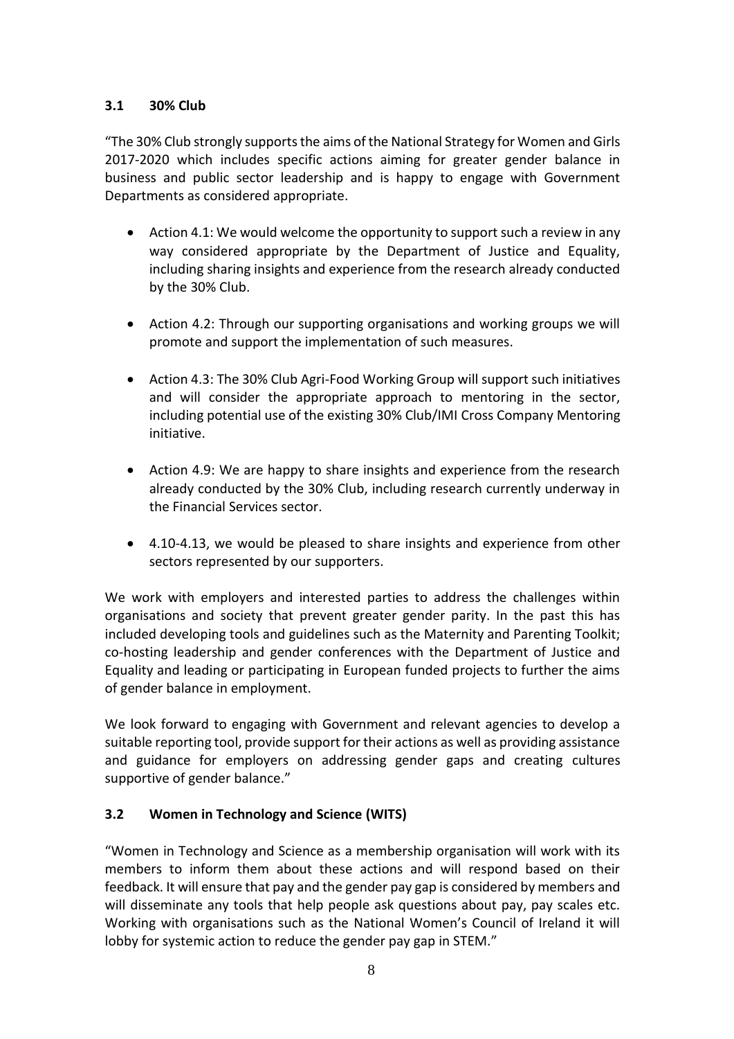### 3.1 30% Club

"The 30% Club strongly supports the aims of the National Strategy for Women and Girls 2017-2020 which includes specific actions aiming for greater gender balance in business and public sector leadership and is happy to engage with Government Departments as considered appropriate.

- Action 4.1: We would welcome the opportunity to support such a review in any way considered appropriate by the Department of Justice and Equality, including sharing insights and experience from the research already conducted by the 30% Club.
- Action 4.2: Through our supporting organisations and working groups we will promote and support the implementation of such measures.
- Action 4.3: The 30% Club Agri-Food Working Group will support such initiatives and will consider the appropriate approach to mentoring in the sector, including potential use of the existing 30% Club/IMI Cross Company Mentoring initiative.
- Action 4.9: We are happy to share insights and experience from the research already conducted by the 30% Club, including research currently underway in the Financial Services sector.
- 4.10-4.13, we would be pleased to share insights and experience from other sectors represented by our supporters.

We work with employers and interested parties to address the challenges within organisations and society that prevent greater gender parity. In the past this has included developing tools and guidelines such as the Maternity and Parenting Toolkit; co-hosting leadership and gender conferences with the Department of Justice and Equality and leading or participating in European funded projects to further the aims of gender balance in employment.

We look forward to engaging with Government and relevant agencies to develop a suitable reporting tool, provide support for their actions as well as providing assistance and guidance for employers on addressing gender gaps and creating cultures supportive of gender balance."

### 3.2 Women in Technology and Science (WITS)

"Women in Technology and Science as a membership organisation will work with its members to inform them about these actions and will respond based on their feedback. It will ensure that pay and the gender pay gap is considered by members and will disseminate any tools that help people ask questions about pay, pay scales etc. Working with organisations such as the National Women's Council of Ireland it will lobby for systemic action to reduce the gender pay gap in STEM."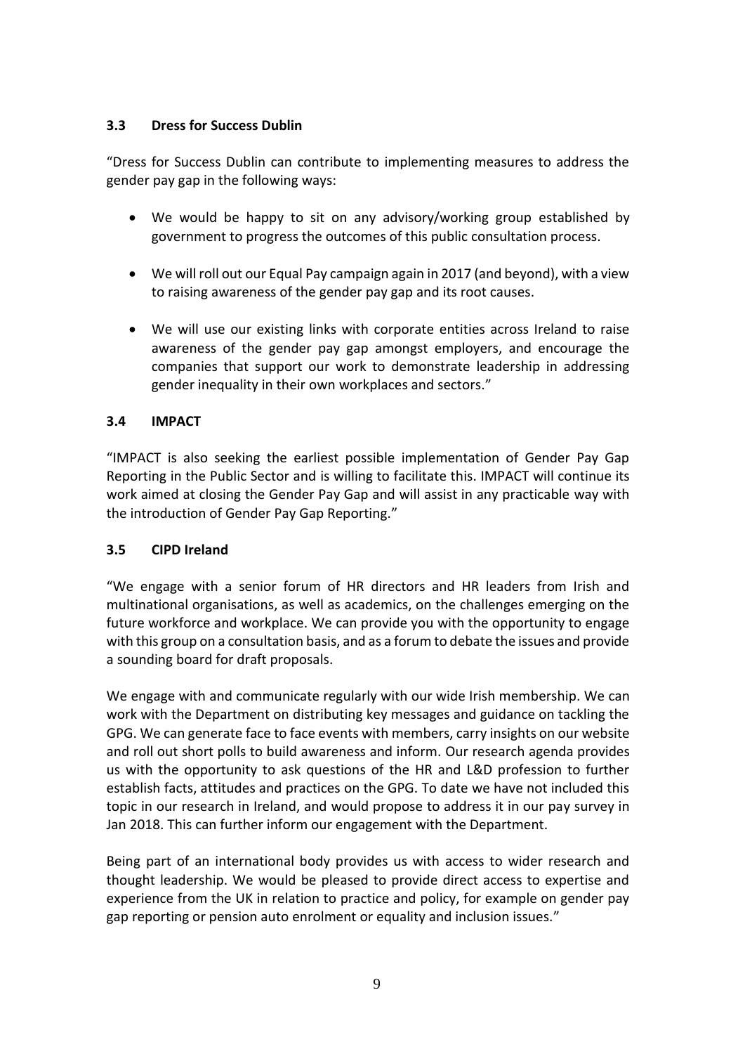### 3.3 Dress for Success Dublin

"Dress for Success Dublin can contribute to implementing measures to address the gender pay gap in the following ways:

- We would be happy to sit on any advisory/working group established by government to progress the outcomes of this public consultation process.
- We will roll out our Equal Pay campaign again in 2017 (and beyond), with a view to raising awareness of the gender pay gap and its root causes.
- We will use our existing links with corporate entities across Ireland to raise awareness of the gender pay gap amongst employers, and encourage the companies that support our work to demonstrate leadership in addressing gender inequality in their own workplaces and sectors."

### 3.4 IMPACT

"IMPACT is also seeking the earliest possible implementation of Gender Pay Gap Reporting in the Public Sector and is willing to facilitate this. IMPACT will continue its work aimed at closing the Gender Pay Gap and will assist in any practicable way with the introduction of Gender Pay Gap Reporting."

### 3.5 CIPD Ireland

"We engage with a senior forum of HR directors and HR leaders from Irish and multinational organisations, as well as academics, on the challenges emerging on the future workforce and workplace. We can provide you with the opportunity to engage with this group on a consultation basis, and as a forum to debate the issues and provide a sounding board for draft proposals.

We engage with and communicate regularly with our wide Irish membership. We can work with the Department on distributing key messages and guidance on tackling the GPG. We can generate face to face events with members, carry insights on our website and roll out short polls to build awareness and inform. Our research agenda provides us with the opportunity to ask questions of the HR and L&D profession to further establish facts, attitudes and practices on the GPG. To date we have not included this topic in our research in Ireland, and would propose to address it in our pay survey in Jan 2018. This can further inform our engagement with the Department.

Being part of an international body provides us with access to wider research and thought leadership. We would be pleased to provide direct access to expertise and experience from the UK in relation to practice and policy, for example on gender pay gap reporting or pension auto enrolment or equality and inclusion issues."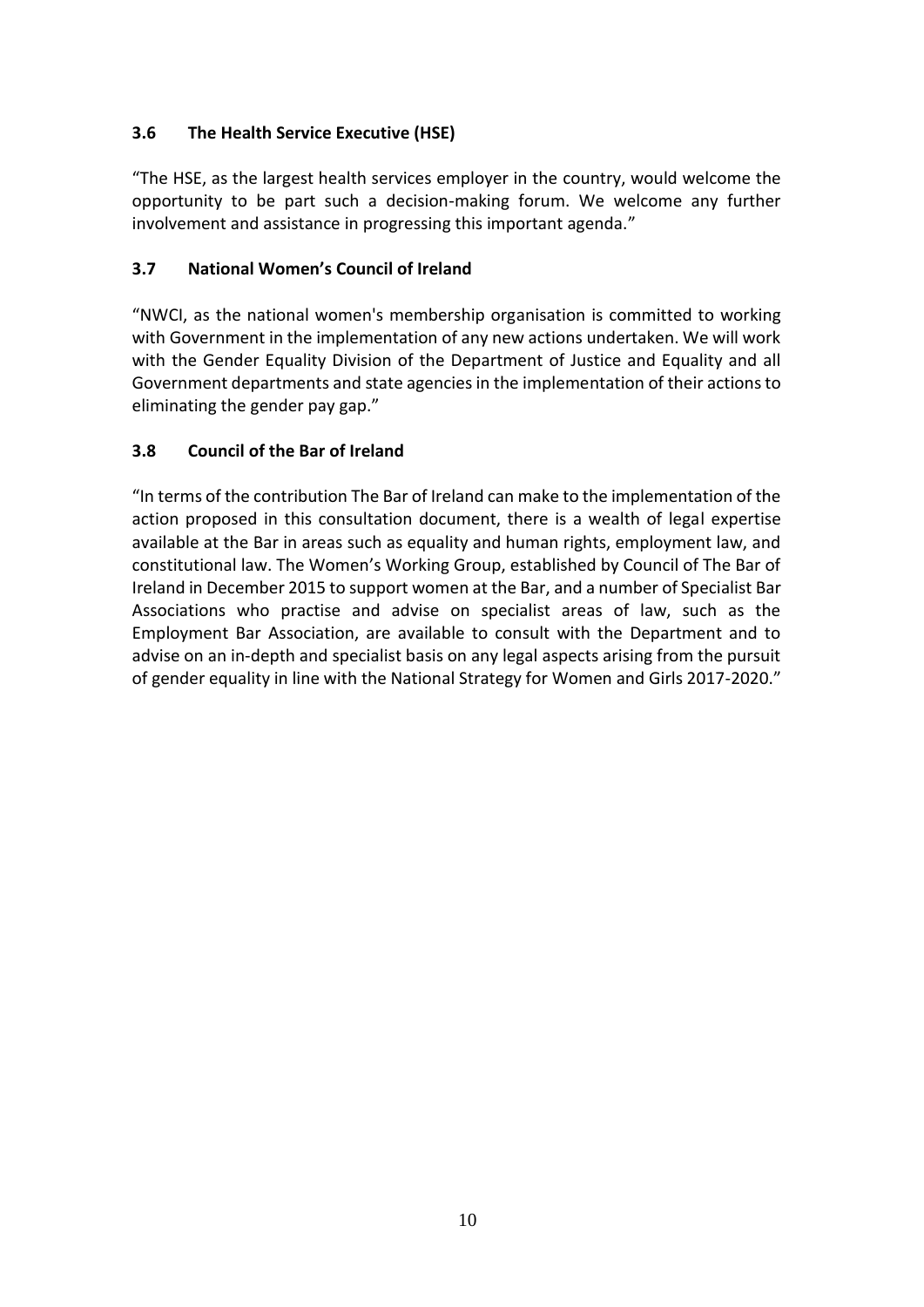### 3.6 The Health Service Executive (HSE)

"The HSE, as the largest health services employer in the country, would welcome the opportunity to be part such a decision-making forum. We welcome any further involvement and assistance in progressing this important agenda."

### 3.7 National Women's Council of Ireland

"NWCI, as the national women's membership organisation is committed to working with Government in the implementation of any new actions undertaken. We will work with the Gender Equality Division of the Department of Justice and Equality and all Government departments and state agencies in the implementation of their actions to eliminating the gender pay gap."

### 3.8 Council of the Bar of Ireland

"In terms of the contribution The Bar of Ireland can make to the implementation of the action proposed in this consultation document, there is a wealth of legal expertise available at the Bar in areas such as equality and human rights, employment law, and constitutional law. The Women's Working Group, established by Council of The Bar of Ireland in December 2015 to support women at the Bar, and a number of Specialist Bar Associations who practise and advise on specialist areas of law, such as the Employment Bar Association, are available to consult with the Department and to advise on an in-depth and specialist basis on any legal aspects arising from the pursuit of gender equality in line with the National Strategy for Women and Girls 2017-2020."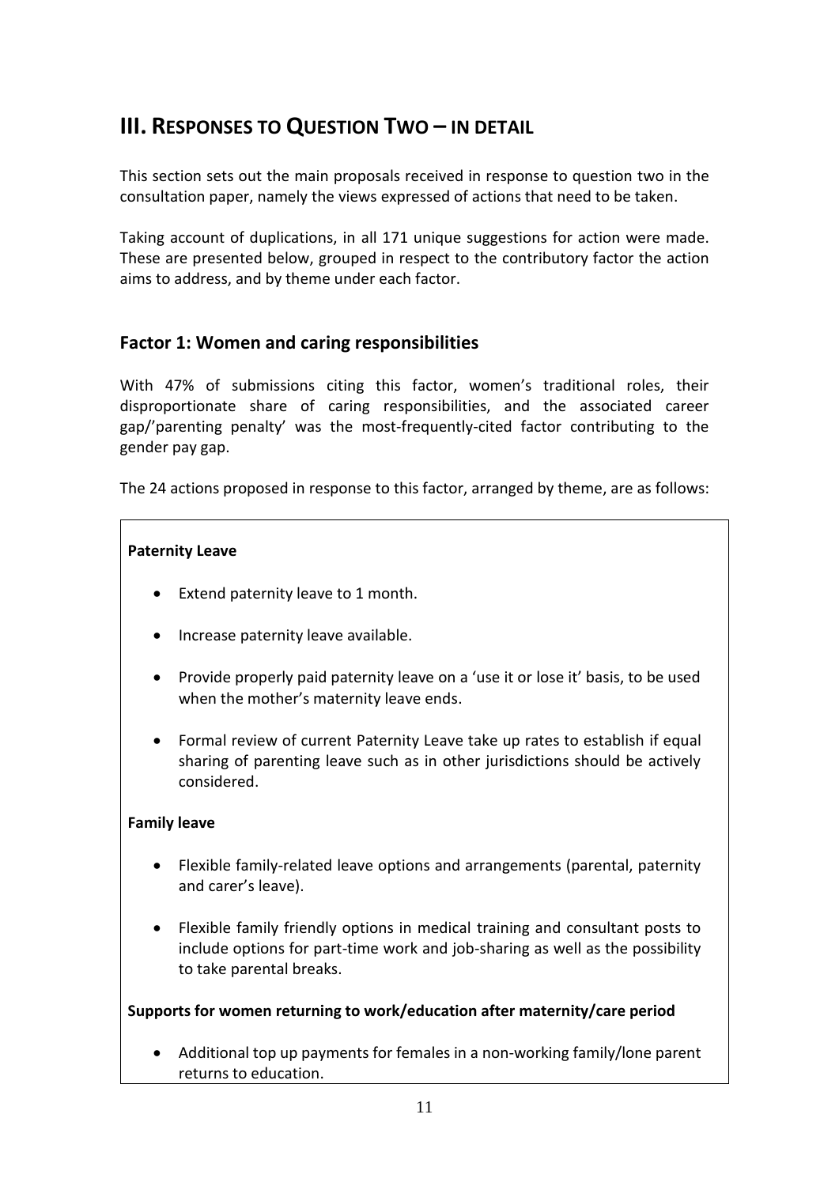## III. Responses to Question Two – in detail

This section sets out the main proposals received in response to question two in the consultation paper, namely the views expressed of actions that need to be taken.

Taking account of duplications, in all 171 unique suggestions for action were made. These are presented below, grouped in respect to the contributory factor the action aims to address, and by theme under each factor.

### Factor 1: Women and caring responsibilities

With 47% of submissions citing this factor, women's traditional roles, their disproportionate share of caring responsibilities, and the associated career gap/'parenting penalty' was the most-frequently-cited factor contributing to the gender pay gap.

The 24 actions proposed in response to this factor, arranged by theme, are as follows:

**Paternity Leave**

- Extend paternity leave to 1 month.
- Increase paternity leave available.
- Provide properly paid paternity leave on a 'use it or lose it' basis, to be used when the mother's maternity leave ends.
- Formal review of current Paternity Leave take up rates to establish if equal sharing of parenting leave such as in other jurisdictions should be actively considered.

**Family leave**

- Flexible family-related leave options and arrangements (parental, paternity and carer's leave).
- Flexible family friendly options in medical training and consultant posts to include options for part-time work and job-sharing as well as the possibility to take parental breaks.

**Supports for women returning to work/education after maternity/care period**

- Additional top up payments for females in a non-working family/lone parent returns to education.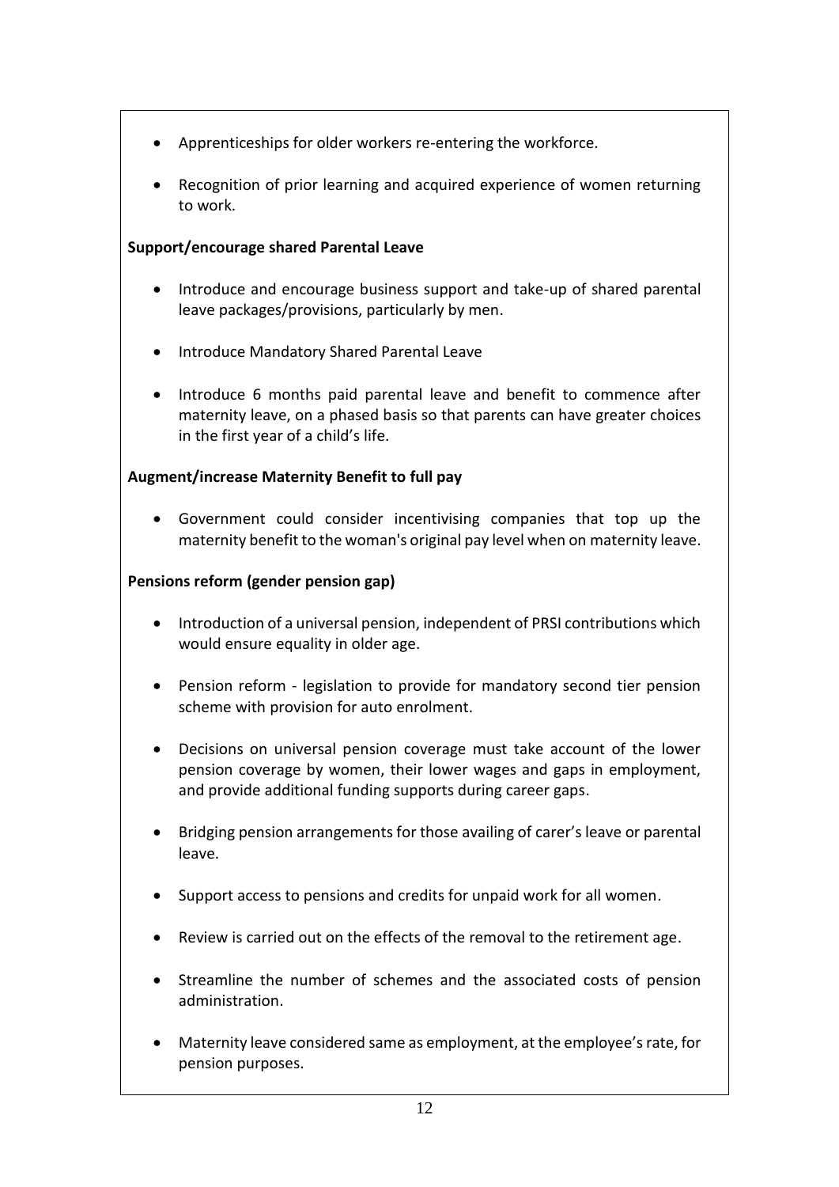- Apprenticeships for older workers re-entering the workforce.
- Recognition of prior learning and acquired experience of women returning to work.

**Support/encourage shared Parental Leave**

- Introduce and encourage business support and take-up of shared parental leave packages/provisions, particularly by men.
- Introduce Mandatory Shared Parental Leave
- Introduce 6 months paid parental leave and benefit to commence after maternity leave, on a phased basis so that parents can have greater choices in the first year of a child's life.

**Augment/increase Maternity Benefit to full pay**

- Government could consider incentivising companies that top up the maternity benefit to the woman's original pay level when on maternity leave.

**Pensions reform (gender pension gap)**

- Introduction of a universal pension, independent of PRSI contributions which would ensure equality in older age.
- Pension reform - legislation to provide for mandatory second tier pension scheme with provision for auto enrolment.
- Decisions on universal pension coverage must take account of the lower pension coverage by women, their lower wages and gaps in employment, and provide additional funding supports during career gaps.
- Bridging pension arrangements for those availing of carer's leave or parental leave.
- Support access to pensions and credits for unpaid work for all women.
- Review is carried out on the effects of the removal to the retirement age.
- Streamline the number of schemes and the associated costs of pension administration.
- Maternity leave considered same as employment, at the employee's rate, for pension purposes.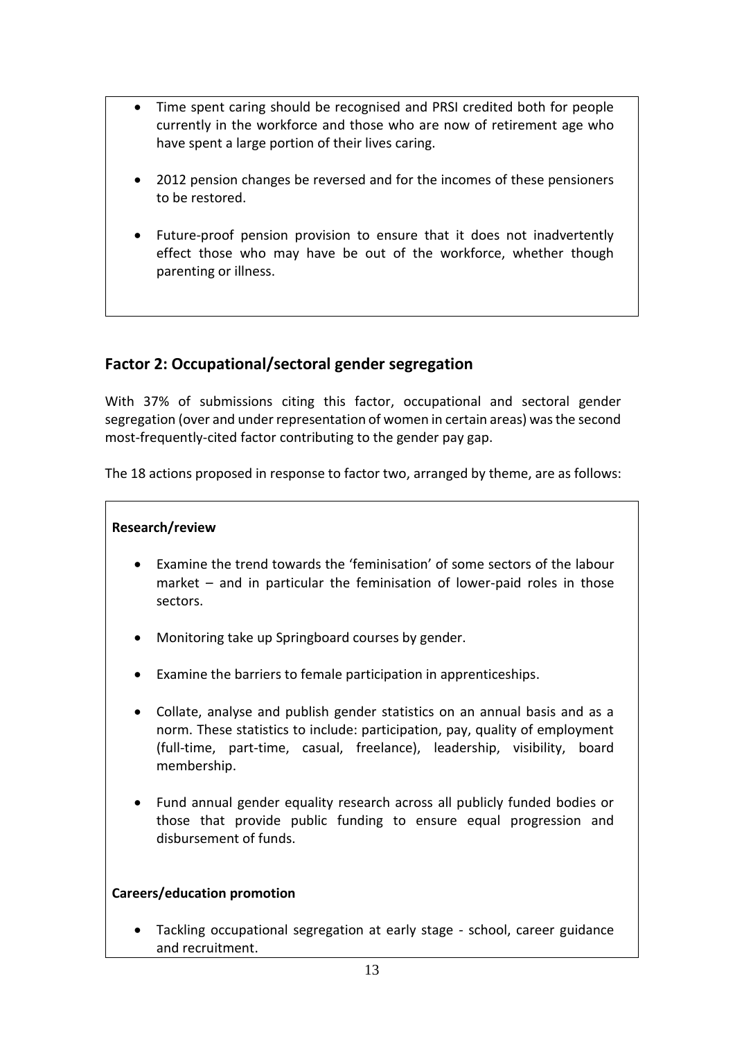- Time spent caring should be recognised and PRSI credited both for people currently in the workforce and those who are now of retirement age who have spent a large portion of their lives caring.

- 2012 pension changes be reversed and for the incomes of these pensioners to be restored.

- Future-proof pension provision to ensure that it does not inadvertently effect those who may have be out of the workforce, whether though parenting or illness.

## Factor 2: Occupational/sectoral gender segregation

With 37% of submissions citing this factor, occupational and sectoral gender segregation (over and under representation of women in certain areas) was the second most-frequently-cited factor contributing to the gender pay gap.

The 18 actions proposed in response to factor two, arranged by theme, are as follows:

**Research/review**

- Examine the trend towards the 'feminisation' of some sectors of the labour market – and in particular the feminisation of lower-paid roles in those sectors.

- Monitoring take up Springboard courses by gender.

- Examine the barriers to female participation in apprenticeships.

- Collate, analyse and publish gender statistics on an annual basis and as a norm. These statistics to include: participation, pay, quality of employment (full-time, part-time, casual, freelance), leadership, visibility, board membership.

- Fund annual gender equality research across all publicly funded bodies or those that provide public funding to ensure equal progression and disbursement of funds.

**Careers/education promotion**

- Tackling occupational segregation at early stage - school, career guidance and recruitment.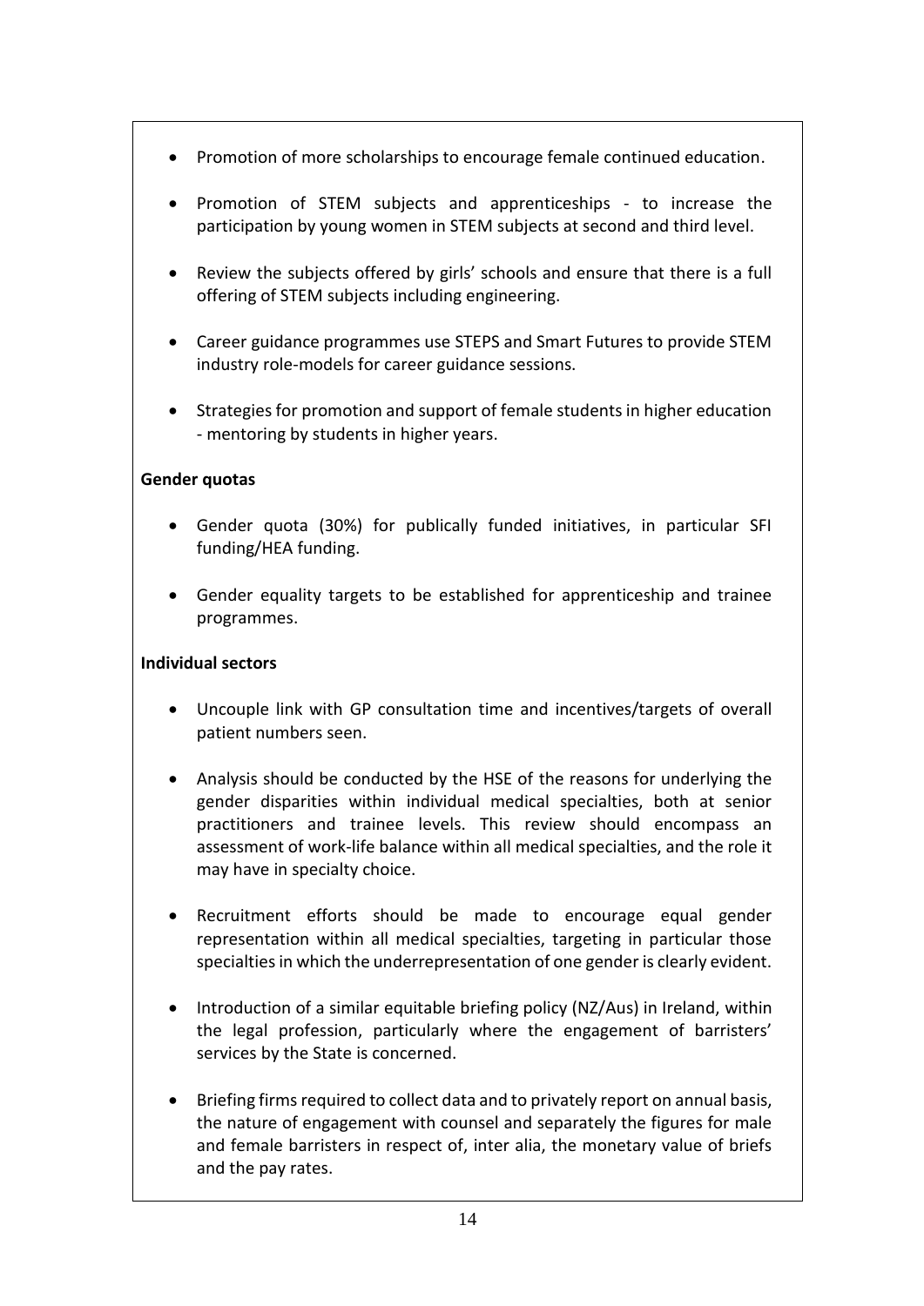- Promotion of more scholarships to encourage female continued education.
- Promotion of STEM subjects and apprenticeships - to increase the participation by young women in STEM subjects at second and third level.
- Review the subjects offered by girls' schools and ensure that there is a full offering of STEM subjects including engineering.
- Career guidance programmes use STEPS and Smart Futures to provide STEM industry role-models for career guidance sessions.
- Strategies for promotion and support of female students in higher education - mentoring by students in higher years.

**Gender quotas**

- Gender quota (30%) for publically funded initiatives, in particular SFI funding/HEA funding.
- Gender equality targets to be established for apprenticeship and trainee programmes.

**Individual sectors**

- Uncouple link with GP consultation time and incentives/targets of overall patient numbers seen.
- Analysis should be conducted by the HSE of the reasons for underlying the gender disparities within individual medical specialties, both at senior practitioners and trainee levels. This review should encompass an assessment of work-life balance within all medical specialties, and the role it may have in specialty choice.
- Recruitment efforts should be made to encourage equal gender representation within all medical specialties, targeting in particular those specialties in which the underrepresentation of one gender is clearly evident.
- Introduction of a similar equitable briefing policy (NZ/Aus) in Ireland, within the legal profession, particularly where the engagement of barristers' services by the State is concerned.
- Briefing firms required to collect data and to privately report on annual basis, the nature of engagement with counsel and separately the figures for male and female barristers in respect of, inter alia, the monetary value of briefs and the pay rates.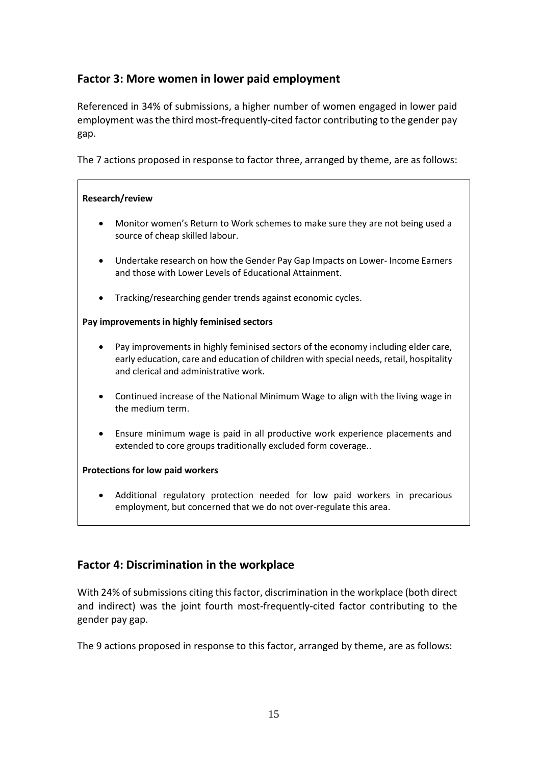## Factor 3: More women in lower paid employment

Referenced in 34% of submissions, a higher number of women engaged in lower paid employment was the third most-frequently-cited factor contributing to the gender pay gap.

The 7 actions proposed in response to factor three, arranged by theme, are as follows:

**Research/review**

- Monitor women's Return to Work schemes to make sure they are not being used a source of cheap skilled labour.
- Undertake research on how the Gender Pay Gap Impacts on Lower- Income Earners and those with Lower Levels of Educational Attainment.
- Tracking/researching gender trends against economic cycles.

**Pay improvements in highly feminised sectors**

- Pay improvements in highly feminised sectors of the economy including elder care, early education, care and education of children with special needs, retail, hospitality and clerical and administrative work.
- Continued increase of the National Minimum Wage to align with the living wage in the medium term.
- Ensure minimum wage is paid in all productive work experience placements and extended to core groups traditionally excluded form coverage..

**Protections for low paid workers**

- Additional regulatory protection needed for low paid workers in precarious employment, but concerned that we do not over-regulate this area.

## Factor 4: Discrimination in the workplace

With 24% of submissions citing this factor, discrimination in the workplace (both direct and indirect) was the joint fourth most-frequently-cited factor contributing to the gender pay gap.

The 9 actions proposed in response to this factor, arranged by theme, are as follows: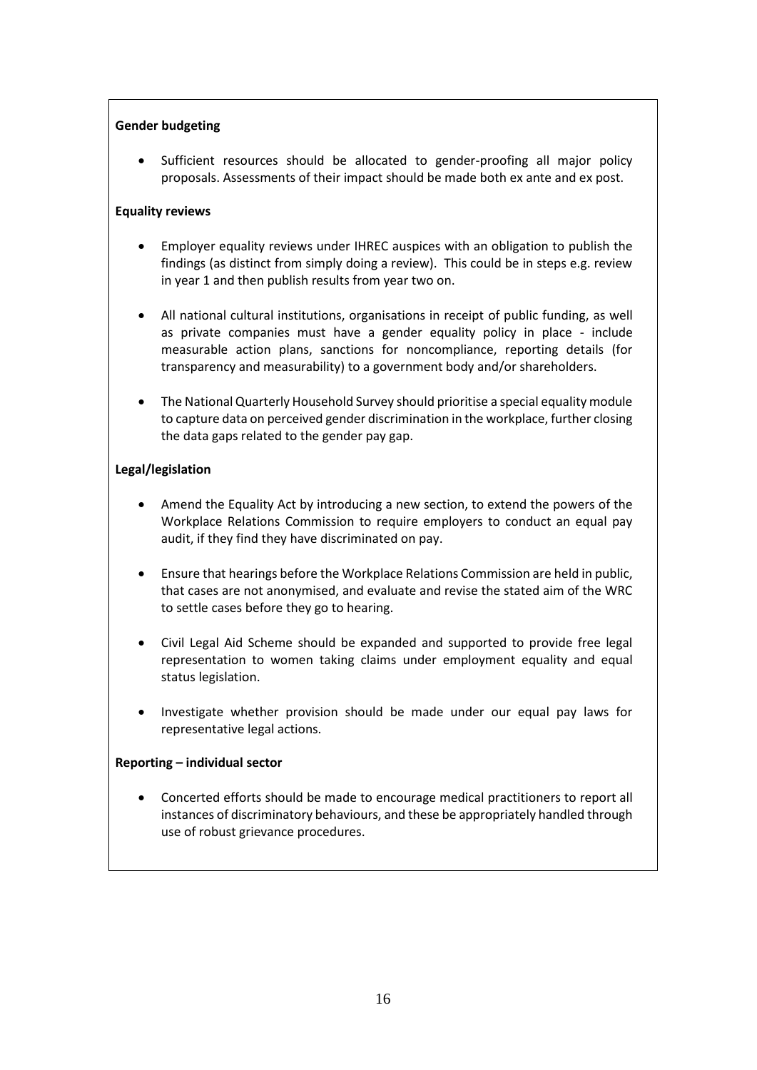**Gender budgeting**

- Sufficient resources should be allocated to gender-proofing all major policy proposals. Assessments of their impact should be made both ex ante and ex post.

**Equality reviews**

- Employer equality reviews under IHREC auspices with an obligation to publish the findings (as distinct from simply doing a review). This could be in steps e.g. review in year 1 and then publish results from year two on.

- All national cultural institutions, organisations in receipt of public funding, as well as private companies must have a gender equality policy in place - include measurable action plans, sanctions for noncompliance, reporting details (for transparency and measurability) to a government body and/or shareholders.

- The National Quarterly Household Survey should prioritise a special equality module to capture data on perceived gender discrimination in the workplace, further closing the data gaps related to the gender pay gap.

**Legal/legislation**

- Amend the Equality Act by introducing a new section, to extend the powers of the Workplace Relations Commission to require employers to conduct an equal pay audit, if they find they have discriminated on pay.

- Ensure that hearings before the Workplace Relations Commission are held in public, that cases are not anonymised, and evaluate and revise the stated aim of the WRC to settle cases before they go to hearing.

- Civil Legal Aid Scheme should be expanded and supported to provide free legal representation to women taking claims under employment equality and equal status legislation.

- Investigate whether provision should be made under our equal pay laws for representative legal actions.

**Reporting – individual sector**

- Concerted efforts should be made to encourage medical practitioners to report all instances of discriminatory behaviours, and these be appropriately handled through use of robust grievance procedures.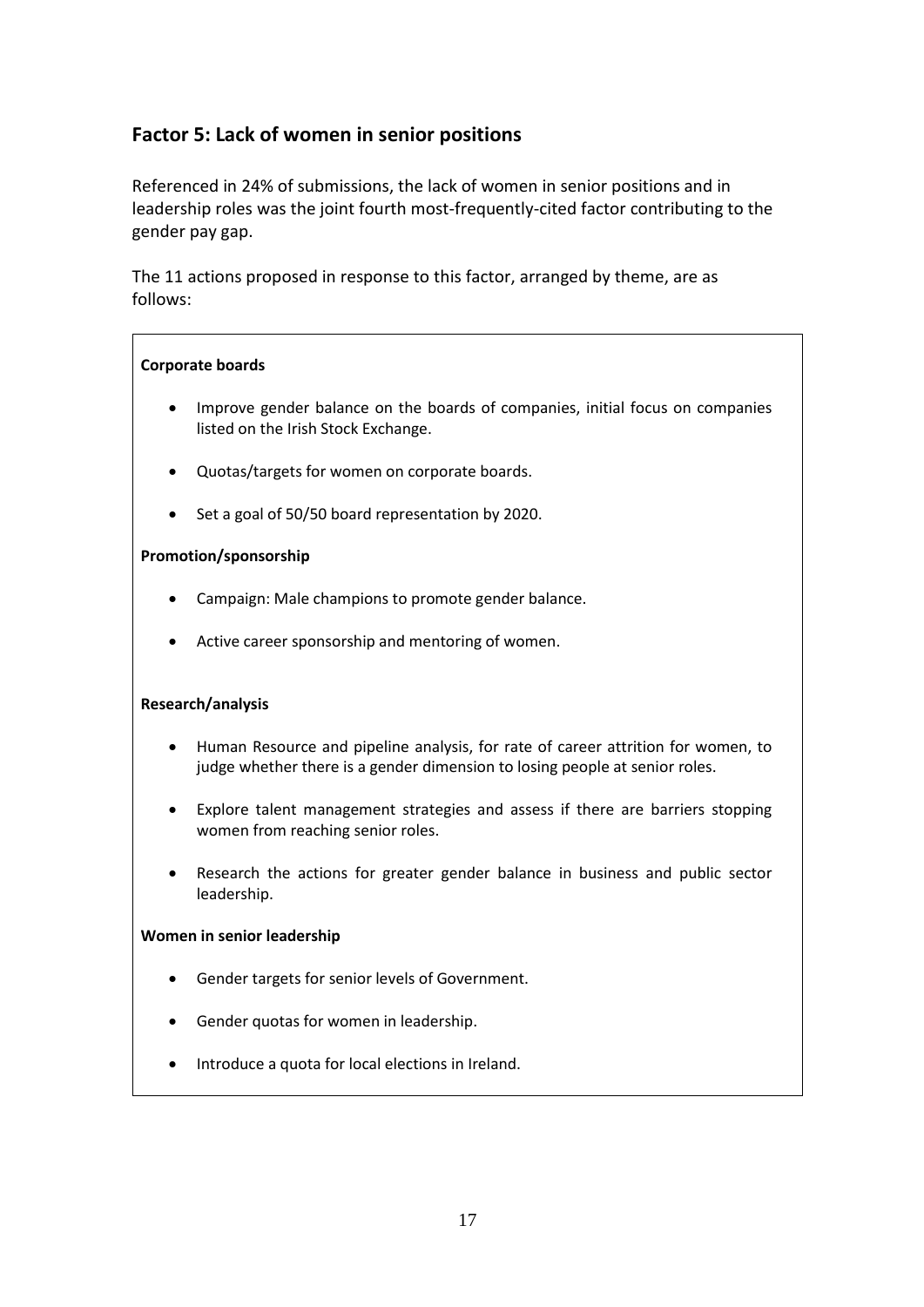## Factor 5: Lack of women in senior positions

Referenced in 24% of submissions, the lack of women in senior positions and in leadership roles was the joint fourth most-frequently-cited factor contributing to the gender pay gap.

The 11 actions proposed in response to this factor, arranged by theme, are as follows:

**Corporate boards**

- Improve gender balance on the boards of companies, initial focus on companies listed on the Irish Stock Exchange.
- Quotas/targets for women on corporate boards.
- Set a goal of 50/50 board representation by 2020.

**Promotion/sponsorship**

- Campaign: Male champions to promote gender balance.
- Active career sponsorship and mentoring of women.

**Research/analysis**

- Human Resource and pipeline analysis, for rate of career attrition for women, to judge whether there is a gender dimension to losing people at senior roles.
- Explore talent management strategies and assess if there are barriers stopping women from reaching senior roles.
- Research the actions for greater gender balance in business and public sector leadership.

**Women in senior leadership**

- Gender targets for senior levels of Government.
- Gender quotas for women in leadership.
- Introduce a quota for local elections in Ireland.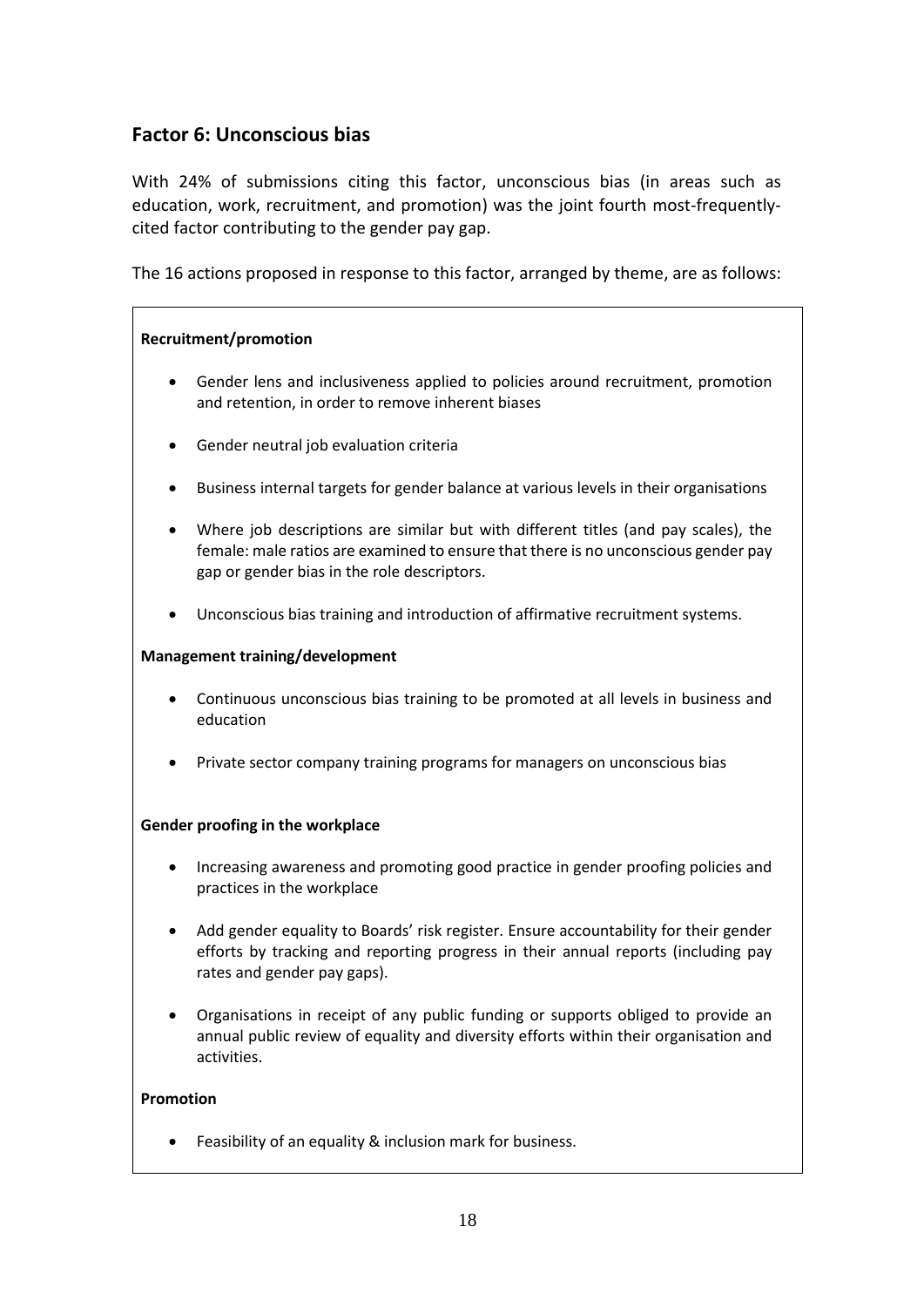## Factor 6: Unconscious bias

With 24% of submissions citing this factor, unconscious bias (in areas such as education, work, recruitment, and promotion) was the joint fourth most-frequently-cited factor contributing to the gender pay gap.

The 16 actions proposed in response to this factor, arranged by theme, are as follows:

**Recruitment/promotion**

- Gender lens and inclusiveness applied to policies around recruitment, promotion and retention, in order to remove inherent biases
- Gender neutral job evaluation criteria
- Business internal targets for gender balance at various levels in their organisations
- Where job descriptions are similar but with different titles (and pay scales), the female: male ratios are examined to ensure that there is no unconscious gender pay gap or gender bias in the role descriptors.
- Unconscious bias training and introduction of affirmative recruitment systems.

**Management training/development**

- Continuous unconscious bias training to be promoted at all levels in business and education
- Private sector company training programs for managers on unconscious bias

**Gender proofing in the workplace**

- Increasing awareness and promoting good practice in gender proofing policies and practices in the workplace
- Add gender equality to Boards' risk register. Ensure accountability for their gender efforts by tracking and reporting progress in their annual reports (including pay rates and gender pay gaps).
- Organisations in receipt of any public funding or supports obliged to provide an annual public review of equality and diversity efforts within their organisation and activities.

**Promotion**

- Feasibility of an equality & inclusion mark for business.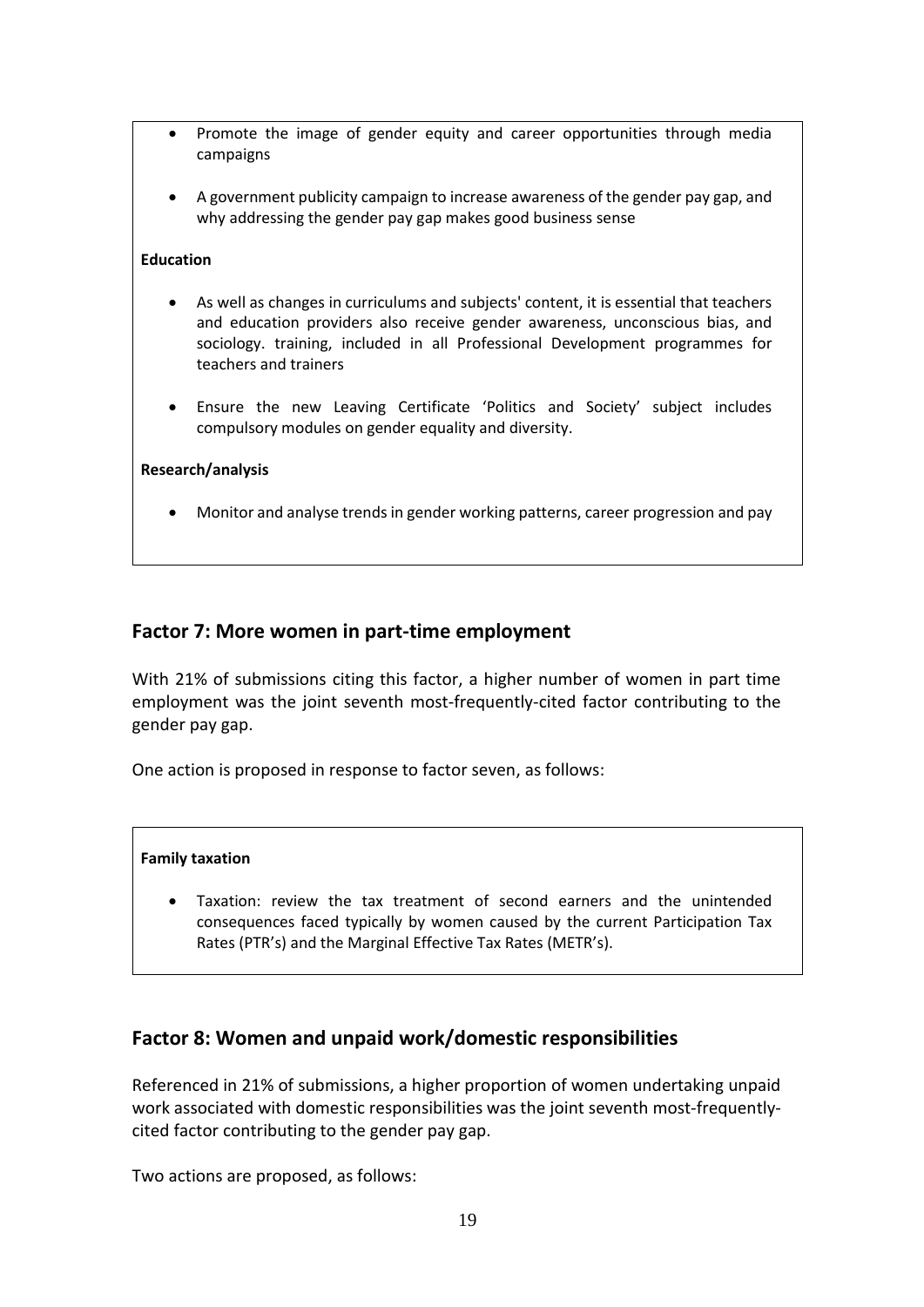- Promote the image of gender equity and career opportunities through media campaigns
- A government publicity campaign to increase awareness of the gender pay gap, and why addressing the gender pay gap makes good business sense

**Education**

- As well as changes in curriculums and subjects' content, it is essential that teachers and education providers also receive gender awareness, unconscious bias, and sociology. training, included in all Professional Development programmes for teachers and trainers
- Ensure the new Leaving Certificate 'Politics and Society' subject includes compulsory modules on gender equality and diversity.

**Research/analysis**

- Monitor and analyse trends in gender working patterns, career progression and pay

## Factor 7: More women in part-time employment

With 21% of submissions citing this factor, a higher number of women in part time employment was the joint seventh most-frequently-cited factor contributing to the gender pay gap.

One action is proposed in response to factor seven, as follows:

**Family taxation**

- Taxation: review the tax treatment of second earners and the unintended consequences faced typically by women caused by the current Participation Tax Rates (PTR's) and the Marginal Effective Tax Rates (METR's).

## Factor 8: Women and unpaid work/domestic responsibilities

Referenced in 21% of submissions, a higher proportion of women undertaking unpaid work associated with domestic responsibilities was the joint seventh most-frequently-cited factor contributing to the gender pay gap.

Two actions are proposed, as follows: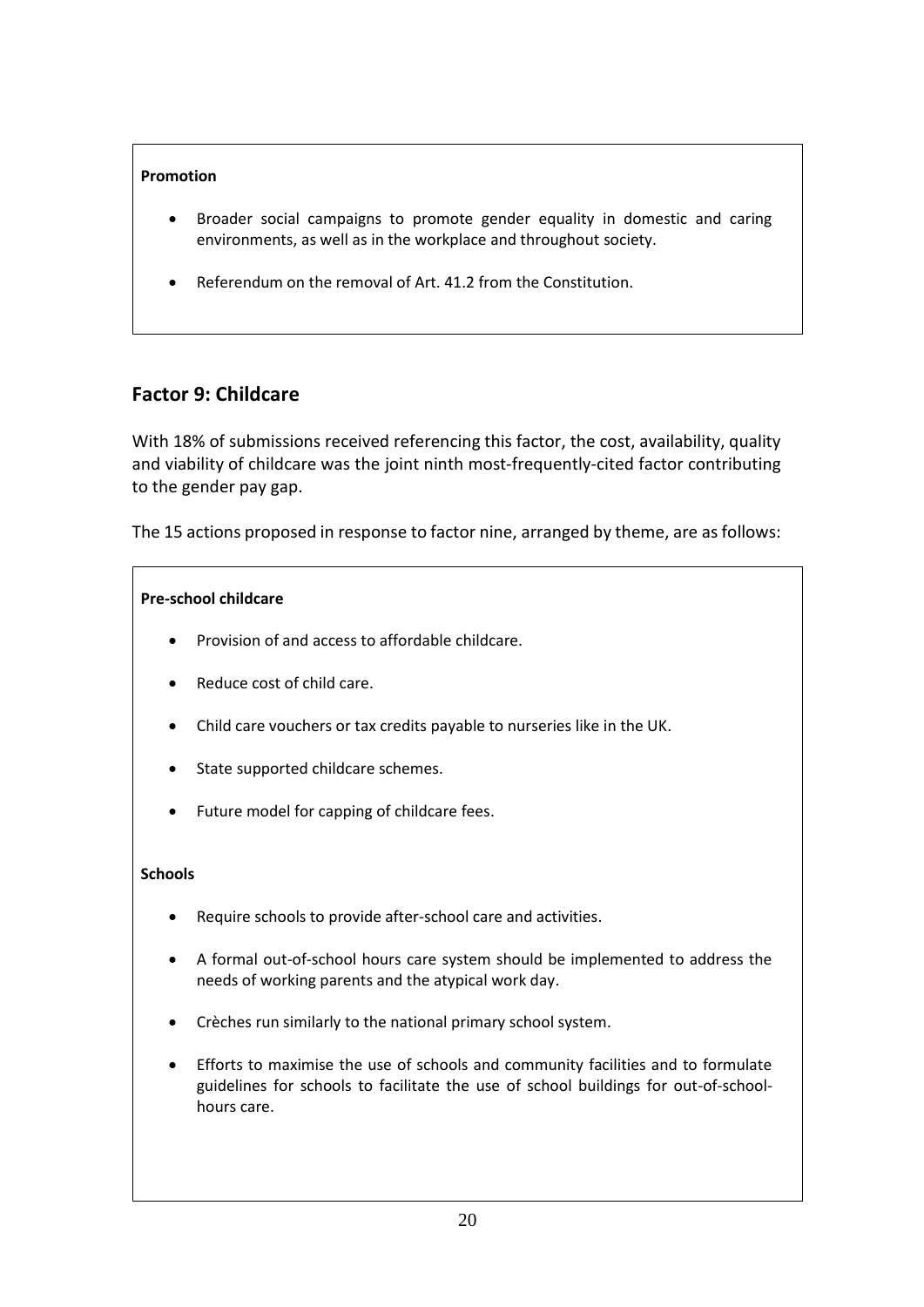**Promotion**

- Broader social campaigns to promote gender equality in domestic and caring environments, as well as in the workplace and throughout society.
- Referendum on the removal of Art. 41.2 from the Constitution.

## Factor 9: Childcare

With 18% of submissions received referencing this factor, the cost, availability, quality and viability of childcare was the joint ninth most-frequently-cited factor contributing to the gender pay gap.

The 15 actions proposed in response to factor nine, arranged by theme, are as follows:

**Pre-school childcare**

- Provision of and access to affordable childcare.
- Reduce cost of child care.
- Child care vouchers or tax credits payable to nurseries like in the UK.
- State supported childcare schemes.
- Future model for capping of childcare fees.

**Schools**

- Require schools to provide after-school care and activities.
- A formal out-of-school hours care system should be implemented to address the needs of working parents and the atypical work day.
- Crèches run similarly to the national primary school system.
- Efforts to maximise the use of schools and community facilities and to formulate guidelines for schools to facilitate the use of school buildings for out-of-school-hours care.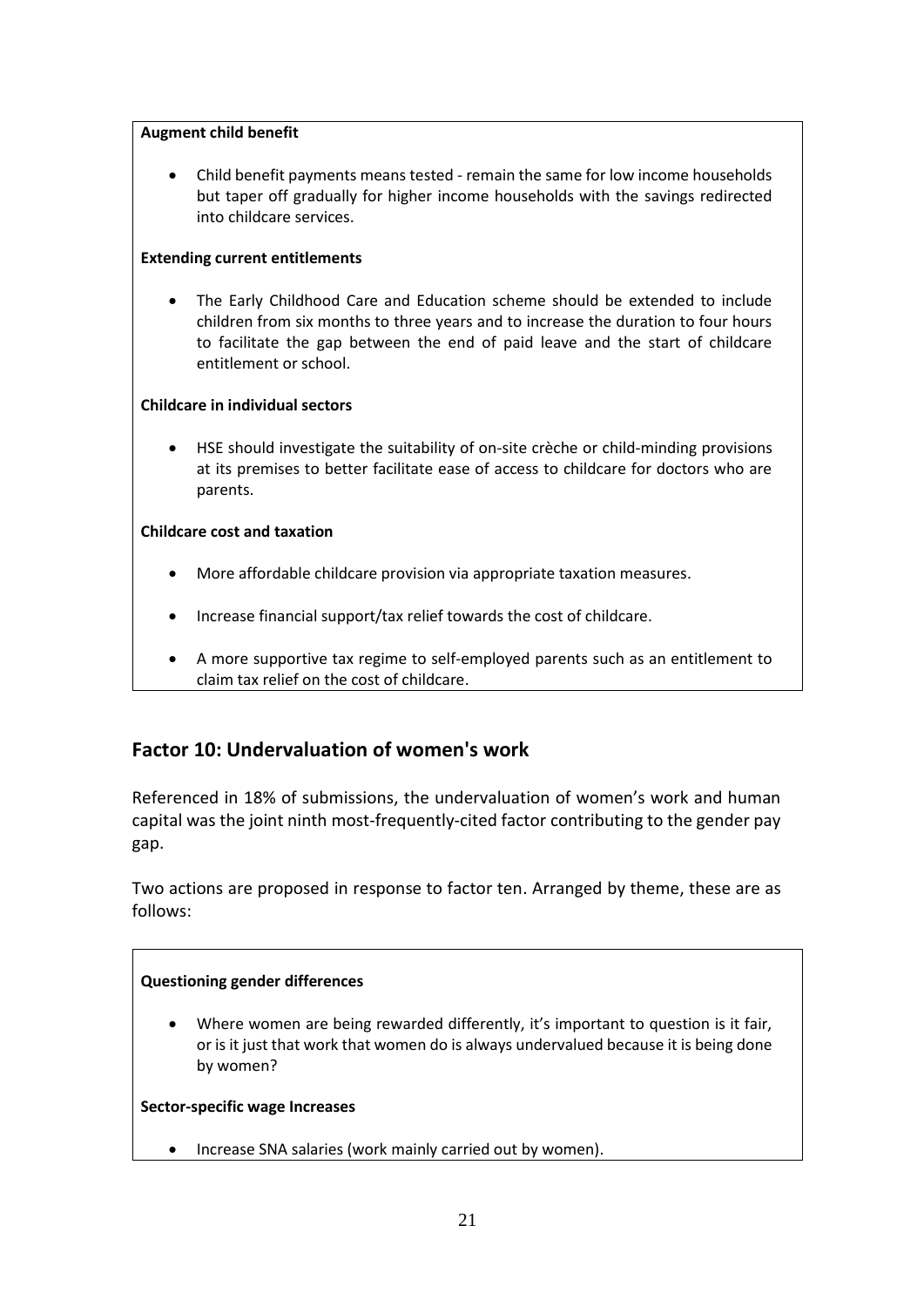**Augment child benefit**

- Child benefit payments means tested - remain the same for low income households but taper off gradually for higher income households with the savings redirected into childcare services.

**Extending current entitlements**

- The Early Childhood Care and Education scheme should be extended to include children from six months to three years and to increase the duration to four hours to facilitate the gap between the end of paid leave and the start of childcare entitlement or school.

**Childcare in individual sectors**

- HSE should investigate the suitability of on-site crèche or child-minding provisions at its premises to better facilitate ease of access to childcare for doctors who are parents.

**Childcare cost and taxation**

- More affordable childcare provision via appropriate taxation measures.
- Increase financial support/tax relief towards the cost of childcare.
- A more supportive tax regime to self-employed parents such as an entitlement to claim tax relief on the cost of childcare.

## Factor 10: Undervaluation of women's work

Referenced in 18% of submissions, the undervaluation of women's work and human capital was the joint ninth most-frequently-cited factor contributing to the gender pay gap.

Two actions are proposed in response to factor ten. Arranged by theme, these are as follows:

**Questioning gender differences**

- Where women are being rewarded differently, it's important to question is it fair, or is it just that work that women do is always undervalued because it is being done by women?

**Sector-specific wage Increases**

- Increase SNA salaries (work mainly carried out by women).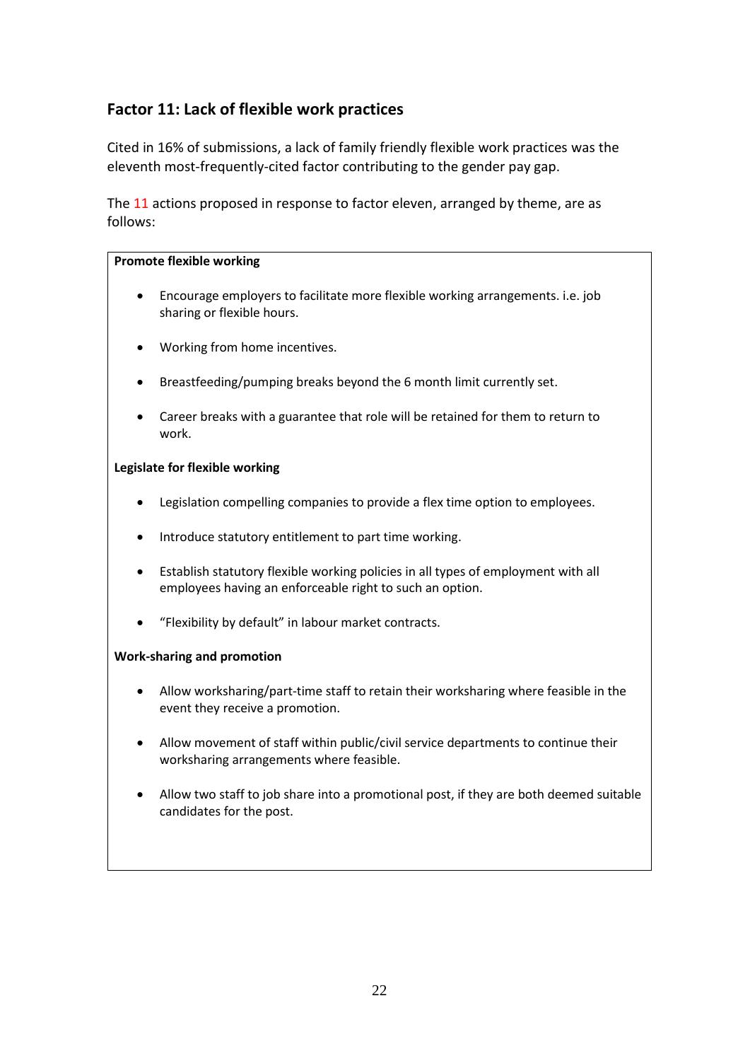## Factor 11: Lack of flexible work practices

Cited in 16% of submissions, a lack of family friendly flexible work practices was the eleventh most-frequently-cited factor contributing to the gender pay gap.

The 11 actions proposed in response to factor eleven, arranged by theme, are as follows:

**Promote flexible working**

- Encourage employers to facilitate more flexible working arrangements. i.e. job sharing or flexible hours.
- Working from home incentives.
- Breastfeeding/pumping breaks beyond the 6 month limit currently set.
- Career breaks with a guarantee that role will be retained for them to return to work.

**Legislate for flexible working**

- Legislation compelling companies to provide a flex time option to employees.
- Introduce statutory entitlement to part time working.
- Establish statutory flexible working policies in all types of employment with all employees having an enforceable right to such an option.
- "Flexibility by default" in labour market contracts.

**Work-sharing and promotion**

- Allow worksharing/part-time staff to retain their worksharing where feasible in the event they receive a promotion.
- Allow movement of staff within public/civil service departments to continue their worksharing arrangements where feasible.
- Allow two staff to job share into a promotional post, if they are both deemed suitable candidates for the post.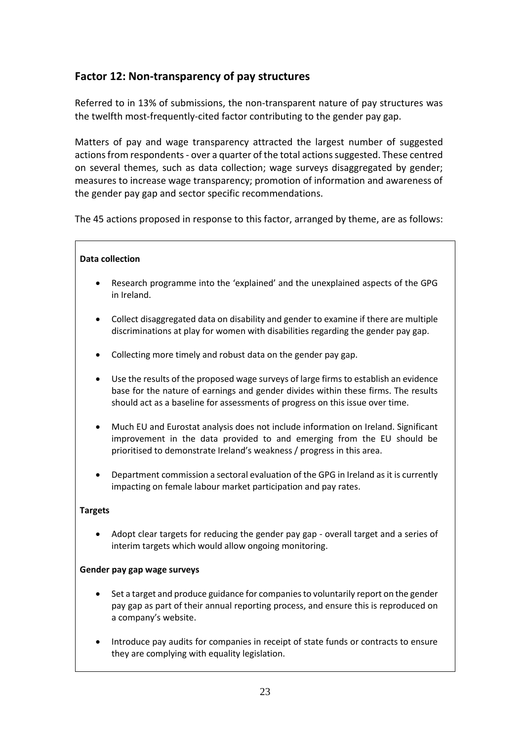## Factor 12: Non-transparency of pay structures

Referred to in 13% of submissions, the non-transparent nature of pay structures was the twelfth most-frequently-cited factor contributing to the gender pay gap.

Matters of pay and wage transparency attracted the largest number of suggested actions from respondents - over a quarter of the total actions suggested. These centred on several themes, such as data collection; wage surveys disaggregated by gender; measures to increase wage transparency; promotion of information and awareness of the gender pay gap and sector specific recommendations.

The 45 actions proposed in response to this factor, arranged by theme, are as follows:

**Data collection**

- Research programme into the 'explained' and the unexplained aspects of the GPG in Ireland.
- Collect disaggregated data on disability and gender to examine if there are multiple discriminations at play for women with disabilities regarding the gender pay gap.
- Collecting more timely and robust data on the gender pay gap.
- Use the results of the proposed wage surveys of large firms to establish an evidence base for the nature of earnings and gender divides within these firms. The results should act as a baseline for assessments of progress on this issue over time.
- Much EU and Eurostat analysis does not include information on Ireland. Significant improvement in the data provided to and emerging from the EU should be prioritised to demonstrate Ireland's weakness / progress in this area.
- Department commission a sectoral evaluation of the GPG in Ireland as it is currently impacting on female labour market participation and pay rates.

**Targets**

- Adopt clear targets for reducing the gender pay gap - overall target and a series of interim targets which would allow ongoing monitoring.

**Gender pay gap wage surveys**

- Set a target and produce guidance for companies to voluntarily report on the gender pay gap as part of their annual reporting process, and ensure this is reproduced on a company's website.
- Introduce pay audits for companies in receipt of state funds or contracts to ensure they are complying with equality legislation.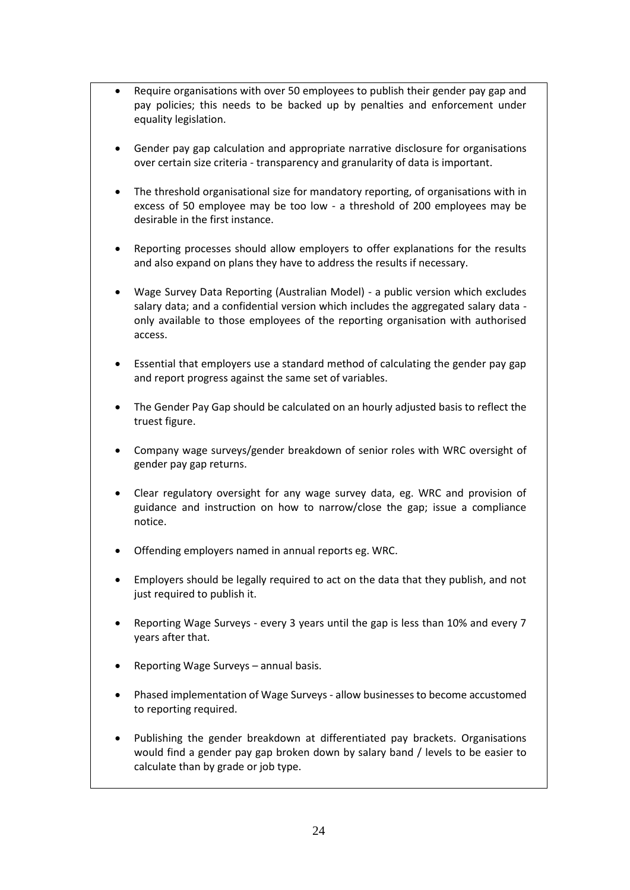- Require organisations with over 50 employees to publish their gender pay gap and pay policies; this needs to be backed up by penalties and enforcement under equality legislation.

- Gender pay gap calculation and appropriate narrative disclosure for organisations over certain size criteria - transparency and granularity of data is important.

- The threshold organisational size for mandatory reporting, of organisations with in excess of 50 employee may be too low - a threshold of 200 employees may be desirable in the first instance.

- Reporting processes should allow employers to offer explanations for the results and also expand on plans they have to address the results if necessary.

- Wage Survey Data Reporting (Australian Model) - a public version which excludes salary data; and a confidential version which includes the aggregated salary data - only available to those employees of the reporting organisation with authorised access.

- Essential that employers use a standard method of calculating the gender pay gap and report progress against the same set of variables.

- The Gender Pay Gap should be calculated on an hourly adjusted basis to reflect the truest figure.

- Company wage surveys/gender breakdown of senior roles with WRC oversight of gender pay gap returns.

- Clear regulatory oversight for any wage survey data, eg. WRC and provision of guidance and instruction on how to narrow/close the gap; issue a compliance notice.

- Offending employers named in annual reports eg. WRC.

- Employers should be legally required to act on the data that they publish, and not just required to publish it.

- Reporting Wage Surveys - every 3 years until the gap is less than 10% and every 7 years after that.

- Reporting Wage Surveys – annual basis.

- Phased implementation of Wage Surveys - allow businesses to become accustomed to reporting required.

- Publishing the gender breakdown at differentiated pay brackets. Organisations would find a gender pay gap broken down by salary band / levels to be easier to calculate than by grade or job type.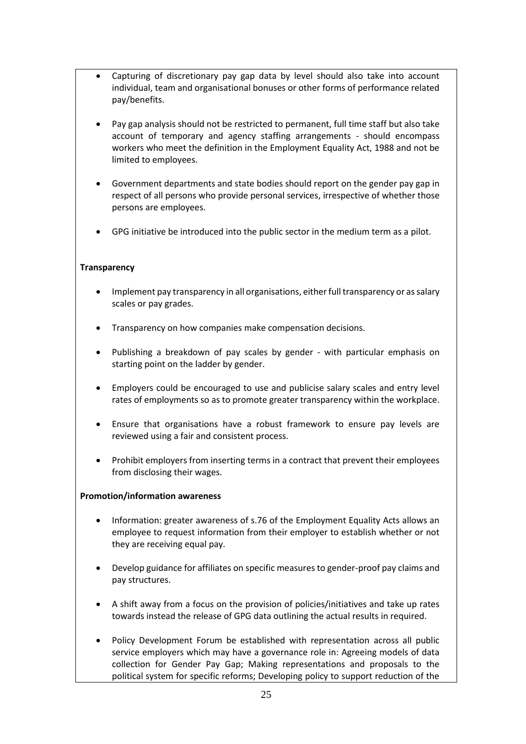- Capturing of discretionary pay gap data by level should also take into account individual, team and organisational bonuses or other forms of performance related pay/benefits.

- Pay gap analysis should not be restricted to permanent, full time staff but also take account of temporary and agency staffing arrangements - should encompass workers who meet the definition in the Employment Equality Act, 1988 and not be limited to employees.

- Government departments and state bodies should report on the gender pay gap in respect of all persons who provide personal services, irrespective of whether those persons are employees.

- GPG initiative be introduced into the public sector in the medium term as a pilot.

**Transparency**

- Implement pay transparency in all organisations, either full transparency or as salary scales or pay grades.

- Transparency on how companies make compensation decisions.

- Publishing a breakdown of pay scales by gender - with particular emphasis on starting point on the ladder by gender.

- Employers could be encouraged to use and publicise salary scales and entry level rates of employments so as to promote greater transparency within the workplace.

- Ensure that organisations have a robust framework to ensure pay levels are reviewed using a fair and consistent process.

- Prohibit employers from inserting terms in a contract that prevent their employees from disclosing their wages.

**Promotion/information awareness**

- Information: greater awareness of s.76 of the Employment Equality Acts allows an employee to request information from their employer to establish whether or not they are receiving equal pay.

- Develop guidance for affiliates on specific measures to gender-proof pay claims and pay structures.

- A shift away from a focus on the provision of policies/initiatives and take up rates towards instead the release of GPG data outlining the actual results in required.

- Policy Development Forum be established with representation across all public service employers which may have a governance role in: Agreeing models of data collection for Gender Pay Gap; Making representations and proposals to the political system for specific reforms; Developing policy to support reduction of the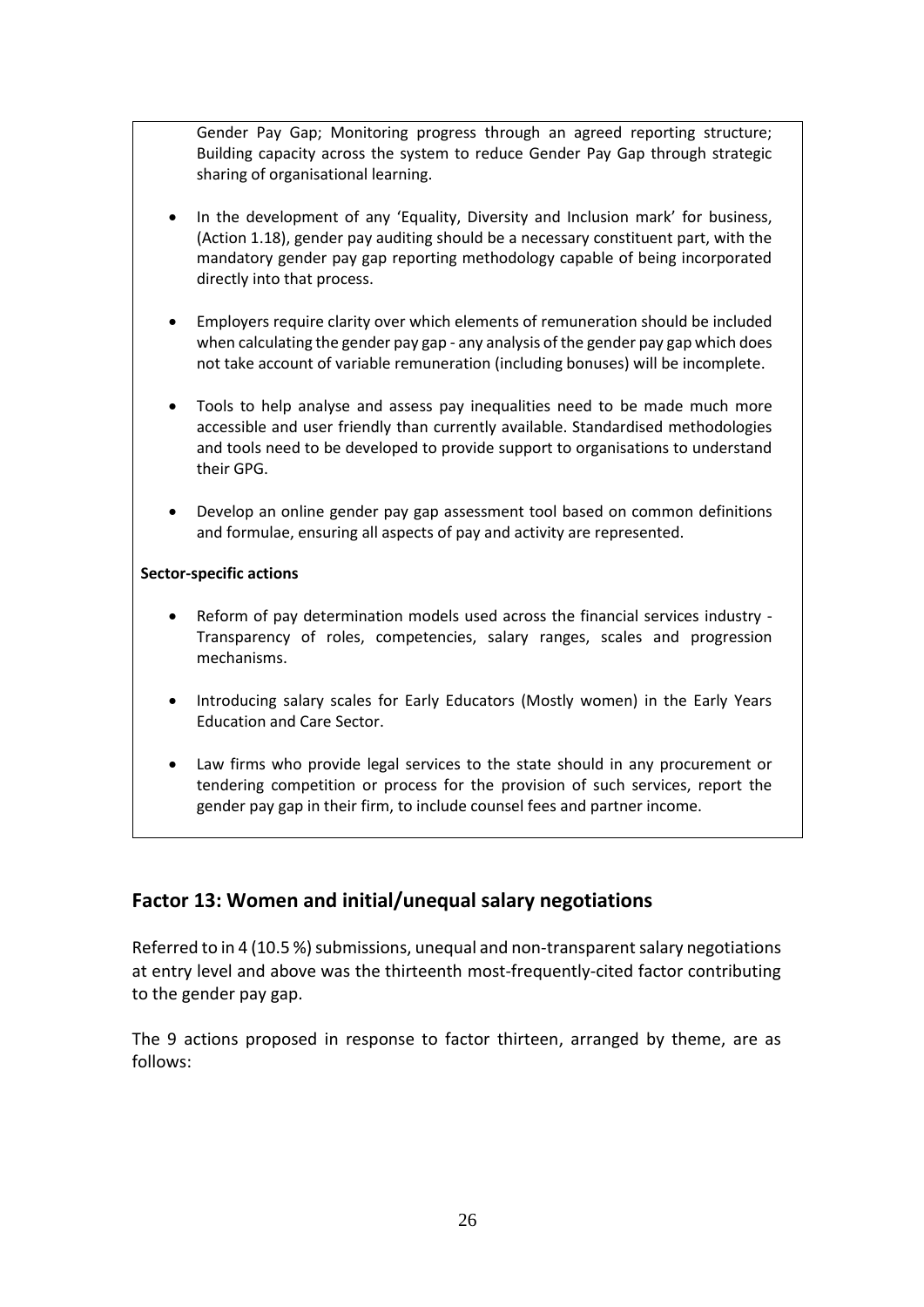Gender Pay Gap; Monitoring progress through an agreed reporting structure; Building capacity across the system to reduce Gender Pay Gap through strategic sharing of organisational learning.

- In the development of any 'Equality, Diversity and Inclusion mark' for business, (Action 1.18), gender pay auditing should be a necessary constituent part, with the mandatory gender pay gap reporting methodology capable of being incorporated directly into that process.

- Employers require clarity over which elements of remuneration should be included when calculating the gender pay gap - any analysis of the gender pay gap which does not take account of variable remuneration (including bonuses) will be incomplete.

- Tools to help analyse and assess pay inequalities need to be made much more accessible and user friendly than currently available. Standardised methodologies and tools need to be developed to provide support to organisations to understand their GPG.

- Develop an online gender pay gap assessment tool based on common definitions and formulae, ensuring all aspects of pay and activity are represented.

**Sector-specific actions**

- Reform of pay determination models used across the financial services industry - Transparency of roles, competencies, salary ranges, scales and progression mechanisms.

- Introducing salary scales for Early Educators (Mostly women) in the Early Years Education and Care Sector.

- Law firms who provide legal services to the state should in any procurement or tendering competition or process for the provision of such services, report the gender pay gap in their firm, to include counsel fees and partner income.

## Factor 13: Women and initial/unequal salary negotiations

Referred to in 4 (10.5 %) submissions, unequal and non-transparent salary negotiations at entry level and above was the thirteenth most-frequently-cited factor contributing to the gender pay gap.

The 9 actions proposed in response to factor thirteen, arranged by theme, are as follows: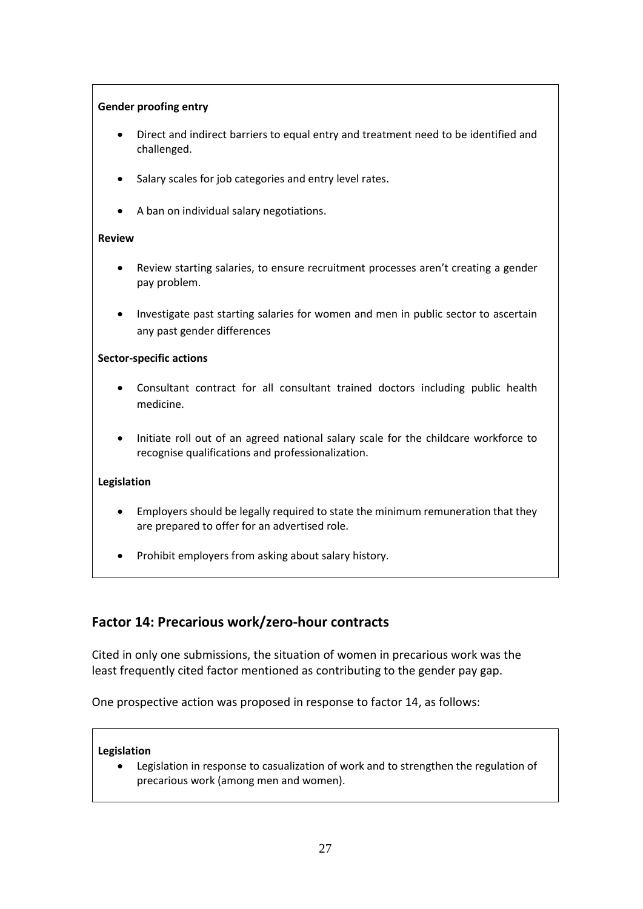**Gender proofing entry**

- Direct and indirect barriers to equal entry and treatment need to be identified and challenged.
- Salary scales for job categories and entry level rates.
- A ban on individual salary negotiations.

**Review**

- Review starting salaries, to ensure recruitment processes aren't creating a gender pay problem.
- Investigate past starting salaries for women and men in public sector to ascertain any past gender differences

**Sector-specific actions**

- Consultant contract for all consultant trained doctors including public health medicine.
- Initiate roll out of an agreed national salary scale for the childcare workforce to recognise qualifications and professionalization.

**Legislation**

- Employers should be legally required to state the minimum remuneration that they are prepared to offer for an advertised role.
- Prohibit employers from asking about salary history.

## Factor 14: Precarious work/zero-hour contracts

Cited in only one submissions, the situation of women in precarious work was the least frequently cited factor mentioned as contributing to the gender pay gap.

One prospective action was proposed in response to factor 14, as follows:

**Legislation**

- Legislation in response to casualization of work and to strengthen the regulation of precarious work (among men and women).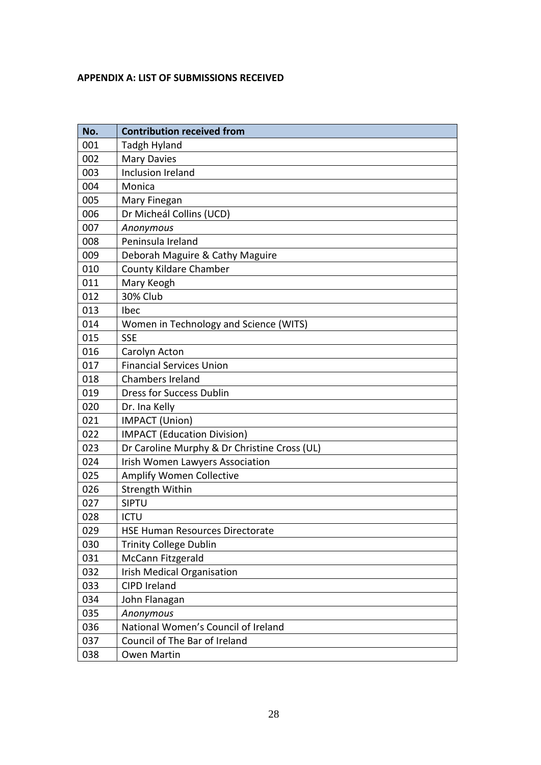**APPENDIX A: LIST OF SUBMISSIONS RECEIVED**

| No. | Contribution received from |
|---|---|
| 001 | Tadgh Hyland |
| 002 | Mary Davies |
| 003 | Inclusion Ireland |
| 004 | Monica |
| 005 | Mary Finegan |
| 006 | Dr Micheál Collins (UCD) |
| 007 | *Anonymous* |
| 008 | Peninsula Ireland |
| 009 | Deborah Maguire & Cathy Maguire |
| 010 | County Kildare Chamber |
| 011 | Mary Keogh |
| 012 | 30% Club |
| 013 | Ibec |
| 014 | Women in Technology and Science (WITS) |
| 015 | SSE |
| 016 | Carolyn Acton |
| 017 | Financial Services Union |
| 018 | Chambers Ireland |
| 019 | Dress for Success Dublin |
| 020 | Dr. Ina Kelly |
| 021 | IMPACT (Union) |
| 022 | IMPACT (Education Division) |
| 023 | Dr Caroline Murphy & Dr Christine Cross (UL) |
| 024 | Irish Women Lawyers Association |
| 025 | Amplify Women Collective |
| 026 | Strength Within |
| 027 | SIPTU |
| 028 | ICTU |
| 029 | HSE Human Resources Directorate |
| 030 | Trinity College Dublin |
| 031 | McCann Fitzgerald |
| 032 | Irish Medical Organisation |
| 033 | CIPD Ireland |
| 034 | John Flanagan |
| 035 | *Anonymous* |
| 036 | National Women's Council of Ireland |
| 037 | Council of The Bar of Ireland |
| 038 | Owen Martin |